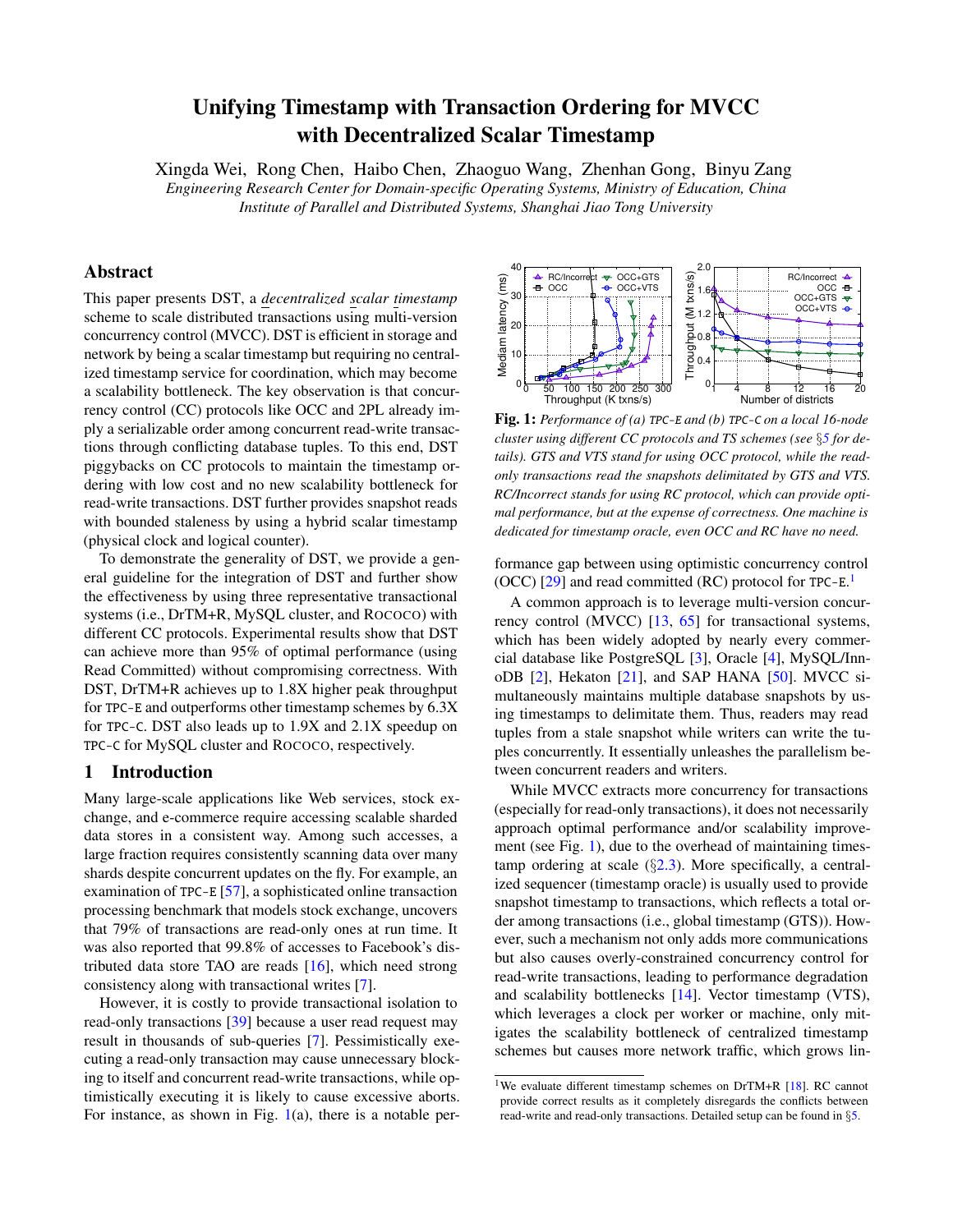# Unifying Timestamp with Transaction Ordering for MVCC with Decentralized Scalar Timestamp

Xingda Wei, Rong Chen, Haibo Chen, Zhaoguo Wang, Zhenhan Gong, Binyu Zang

*Engineering Research Center for Domain-specific Operating Systems, Ministry of Education, China*
*Institute of Parallel and Distributed Systems, Shanghai Jiao Tong University*

## Abstract

This paper presents DST, a *decentralized scalar timestamp* scheme to scale distributed transactions using multi-version concurrency control (MVCC). DST is efficient in storage and network by being a scalar timestamp but requiring no centralized timestamp service for coordination, which may become a scalability bottleneck. The key observation is that concurrency control (CC) protocols like OCC and 2PL already imply a serializable order among concurrent read-write transactions through conflicting database tuples. To this end, DST piggybacks on CC protocols to maintain the timestamp ordering with low cost and no new scalability bottleneck for read-write transactions. DST further provides snapshot reads with bounded staleness by using a hybrid scalar timestamp (physical clock and logical counter).

To demonstrate the generality of DST, we provide a general guideline for the integration of DST and further show the effectiveness by using three representative transactional systems (i.e., DrTM+R, MySQL cluster, and ROCOCO) with different CC protocols. Experimental results show that DST can achieve more than 95% of optimal performance (using Read Committed) without compromising correctness. With DST, DrTM+R achieves up to 1.8X higher peak throughput for TPC-E and outperforms other timestamp schemes by 6.3X for TPC-C. DST also leads up to 1.9X and 2.1X speedup on TPC-C for MySQL cluster and ROCOCO, respectively.

## 1 Introduction

Many large-scale applications like Web services, stock exchange, and e-commerce require accessing scalable sharded data stores in a consistent way. Among such accesses, a large fraction requires consistently scanning data over many shards despite concurrent updates on the fly. For example, an examination of TPC-E [57], a sophisticated online transaction processing benchmark that models stock exchange, uncovers that 79% of transactions are read-only ones at run time. It was also reported that 99.8% of accesses to Facebook's distributed data store TAO are reads [16], which need strong consistency along with transactional writes [7].

However, it is costly to provide transactional isolation to read-only transactions [39] because a user read request may result in thousands of sub-queries [7]. Pessimistically executing a read-only transaction may cause unnecessary blocking to itself and concurrent read-write transactions, while optimistically executing it is likely to cause excessive aborts. For instance, as shown in Fig. 1(a), there is a notable performance gap between using optimistic concurrency control (OCC) [29] and read committed (RC) protocol for TPC-E.[1]

**Fig. 1:** *Performance of (a) TPC-E and (b) TPC-C on a local 16-node cluster using different CC protocols and TS schemes (see §5 for details). GTS and VTS stand for using OCC protocol, while the read-only transactions read the snapshots delimitated by GTS and VTS. RC/Incorrect stands for using RC protocol, which can provide optimal performance, but at the expense of correctness. One machine is dedicated for timestamp oracle, even OCC and RC have no need.*

A common approach is to leverage multi-version concurrency control (MVCC) [13, 65] for transactional systems, which has been widely adopted by nearly every commercial database like PostgreSQL [3], Oracle [4], MySQL/InnoDB [2], Hekaton [21], and SAP HANA [50]. MVCC simultaneously maintains multiple database snapshots by using timestamps to delimitate them. Thus, readers may read tuples from a stale snapshot while writers can write the tuples concurrently. It essentially unleashes the parallelism between concurrent readers and writers.

While MVCC extracts more concurrency for transactions (especially for read-only transactions), it does not necessarily approach optimal performance and/or scalability improvement (see Fig. 1), due to the overhead of maintaining timestamp ordering at scale (§2.3). More specifically, a centralized sequencer (timestamp oracle) is usually used to provide snapshot timestamp to transactions, which reflects a total order among transactions (i.e., global timestamp (GTS)). However, such a mechanism not only adds more communications but also causes overly-constrained concurrency control for read-write transactions, leading to performance degradation and scalability bottlenecks [14]. Vector timestamp (VTS), which leverages a clock per worker or machine, only mitigates the scalability bottleneck of centralized timestamp schemes but causes more network traffic, which grows lin-

[1] We evaluate different timestamp schemes on DrTM+R [18]. RC cannot provide correct results as it completely disregards the conflicts between read-write and read-only transactions. Detailed setup can be found in §5.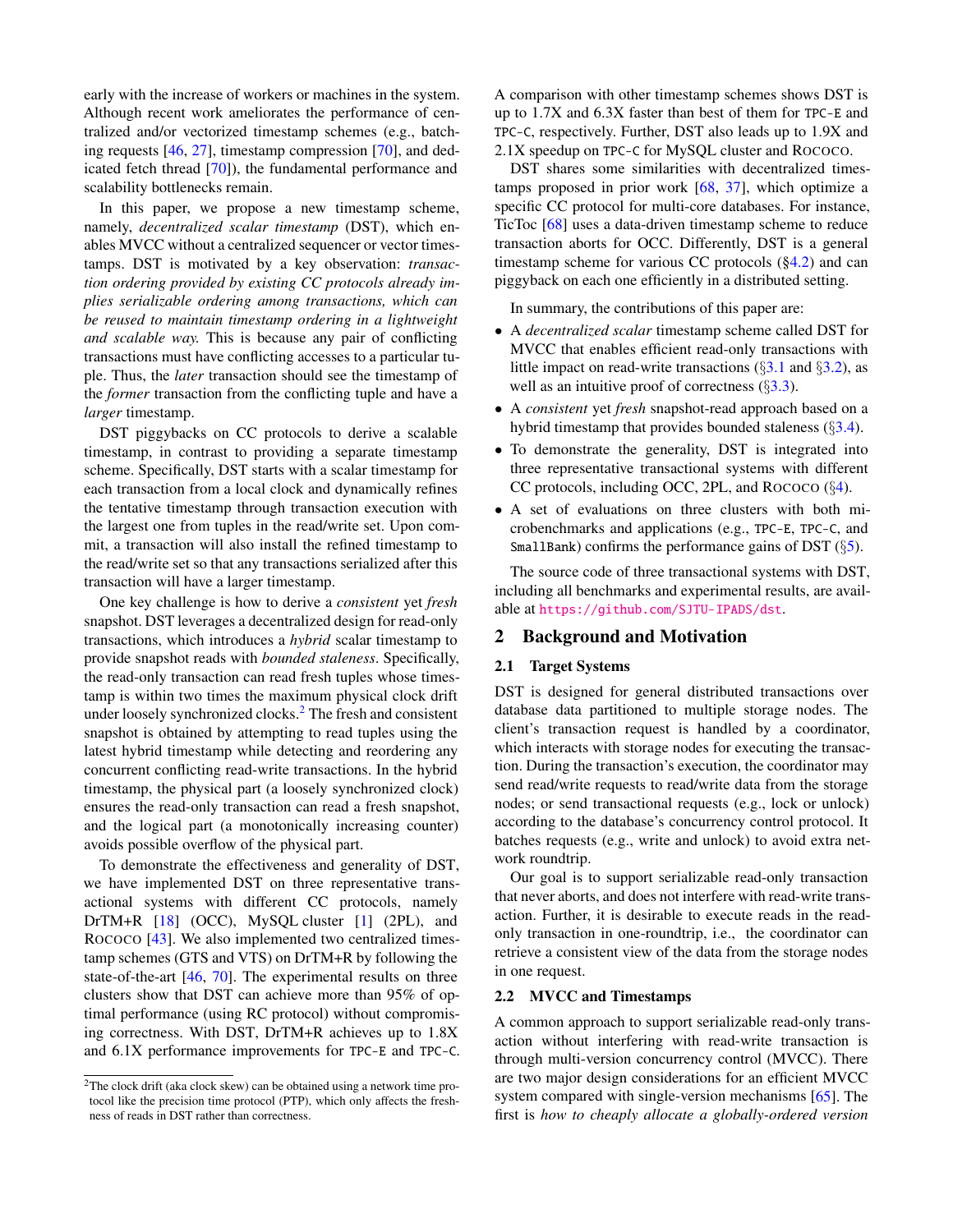early with the increase of workers or machines in the system. Although recent work ameliorates the performance of centralized and/or vectorized timestamp schemes (e.g., batching requests [46, 27], timestamp compression [70], and dedicated fetch thread [70]), the fundamental performance and scalability bottlenecks remain.

In this paper, we propose a new timestamp scheme, namely, *decentralized scalar timestamp* (DST), which enables MVCC without a centralized sequencer or vector timestamps. DST is motivated by a key observation: *transaction ordering provided by existing CC protocols already implies serializable ordering among transactions, which can be reused to maintain timestamp ordering in a lightweight and scalable way.* This is because any pair of conflicting transactions must have conflicting accesses to a particular tuple. Thus, the *later* transaction should see the timestamp of the *former* transaction from the conflicting tuple and have a *larger* timestamp.

DST piggybacks on CC protocols to derive a scalable timestamp, in contrast to providing a separate timestamp scheme. Specifically, DST starts with a scalar timestamp for each transaction from a local clock and dynamically refines the tentative timestamp through transaction execution with the largest one from tuples in the read/write set. Upon commit, a transaction will also install the refined timestamp to the read/write set so that any transactions serialized after this transaction will have a larger timestamp.

One key challenge is how to derive a *consistent* yet *fresh* snapshot. DST leverages a decentralized design for read-only transactions, which introduces a *hybrid* scalar timestamp to provide snapshot reads with *bounded staleness*. Specifically, the read-only transaction can read fresh tuples whose timestamp is within two times the maximum physical clock drift under loosely synchronized clocks.[2] The fresh and consistent snapshot is obtained by attempting to read tuples using the latest hybrid timestamp while detecting and reordering any concurrent conflicting read-write transactions. In the hybrid timestamp, the physical part (a loosely synchronized clock) ensures the read-only transaction can read a fresh snapshot, and the logical part (a monotonically increasing counter) avoids possible overflow of the physical part.

To demonstrate the effectiveness and generality of DST, we have implemented DST on three representative transactional systems with different CC protocols, namely DrTM+R [18] (OCC), MySQL cluster [1] (2PL), and ROCOCO [43]. We also implemented two centralized timestamp schemes (GTS and VTS) on DrTM+R by following the state-of-the-art [46, 70]. The experimental results on three clusters show that DST can achieve more than 95% of optimal performance (using RC protocol) without compromising correctness. With DST, DrTM+R achieves up to 1.8X and 6.1X performance improvements for TPC-E and TPC-C. A comparison with other timestamp schemes shows DST is up to 1.7X and 6.3X faster than best of them for TPC-E and TPC-C, respectively. Further, DST also leads up to 1.9X and 2.1X speedup on TPC-C for MySQL cluster and ROCOCO.

DST shares some similarities with decentralized timestamps proposed in prior work [68, 37], which optimize a specific CC protocol for multi-core databases. For instance, TicToc [68] uses a data-driven timestamp scheme to reduce transaction aborts for OCC. Differently, DST is a general timestamp scheme for various CC protocols (§4.2) and can piggyback on each one efficiently in a distributed setting.

In summary, the contributions of this paper are:

- A *decentralized scalar* timestamp scheme called DST for MVCC that enables efficient read-only transactions with little impact on read-write transactions (§3.1 and §3.2), as well as an intuitive proof of correctness (§3.3).
- A *consistent* yet *fresh* snapshot-read approach based on a hybrid timestamp that provides bounded staleness (§3.4).
- To demonstrate the generality, DST is integrated into three representative transactional systems with different CC protocols, including OCC, 2PL, and ROCOCO (§4).
- A set of evaluations on three clusters with both microbenchmarks and applications (e.g., TPC-E, TPC-C, and SmallBank) confirms the performance gains of DST (§5).

The source code of three transactional systems with DST, including all benchmarks and experimental results, are available at https://github.com/SJTU-IPADS/dst.

## 2 Background and Motivation

### 2.1 Target Systems

DST is designed for general distributed transactions over database data partitioned to multiple storage nodes. The client's transaction request is handled by a coordinator, which interacts with storage nodes for executing the transaction. During the transaction's execution, the coordinator may send read/write requests to read/write data from the storage nodes; or send transactional requests (e.g., lock or unlock) according to the database's concurrency control protocol. It batches requests (e.g., write and unlock) to avoid extra network roundtrip.

Our goal is to support serializable read-only transaction that never aborts, and does not interfere with read-write transaction. Further, it is desirable to execute reads in the read-only transaction in one-roundtrip, i.e., the coordinator can retrieve a consistent view of the data from the storage nodes in one request.

### 2.2 MVCC and Timestamps

A common approach to support serializable read-only transaction without interfering with read-write transaction is through multi-version concurrency control (MVCC). There are two major design considerations for an efficient MVCC system compared with single-version mechanisms [65]. The first is *how to cheaply allocate a globally-ordered version*

[2] The clock drift (aka clock skew) can be obtained using a network time protocol like the precision time protocol (PTP), which only affects the freshness of reads in DST rather than correctness.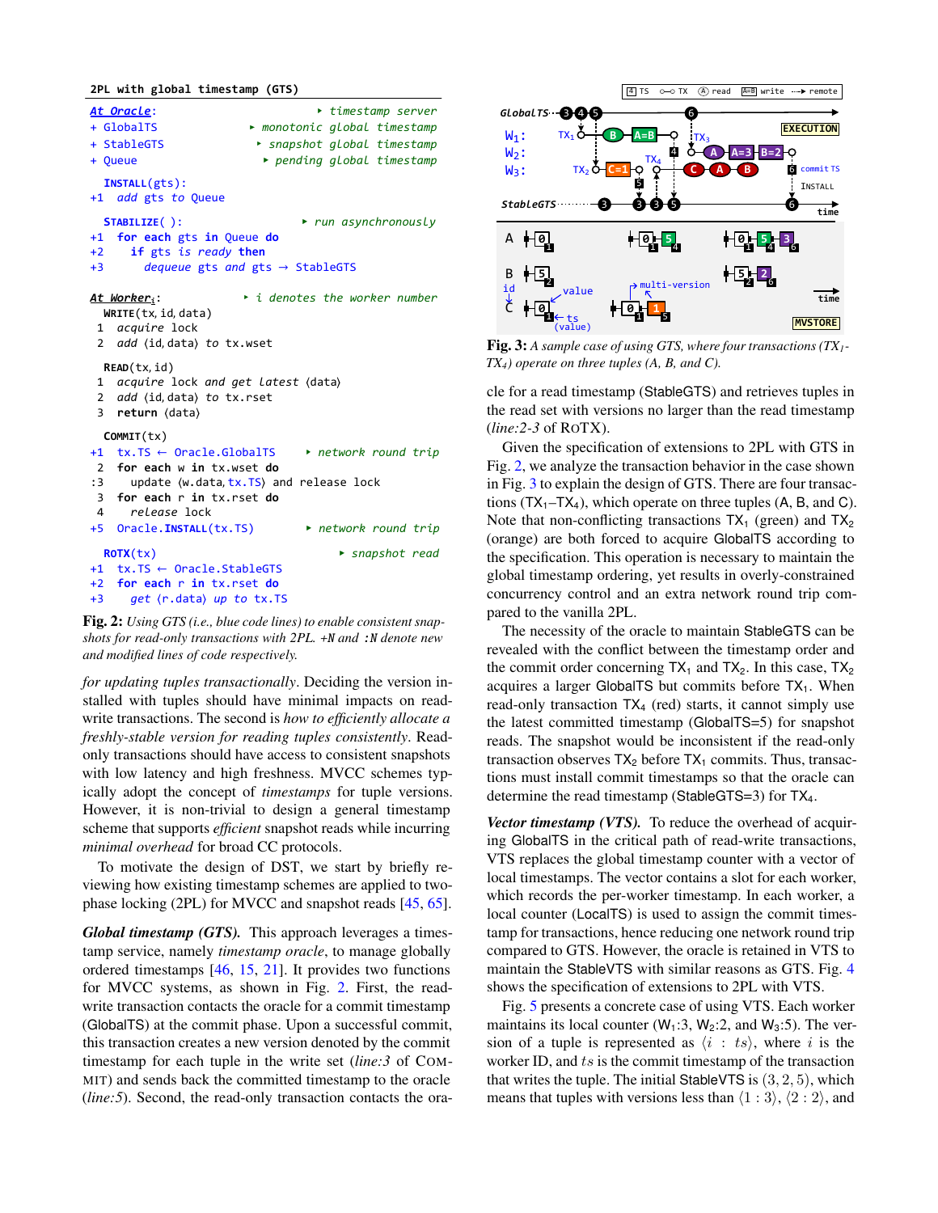```
2PL with global timestamp (GTS)

At Oracle:                                  ▸ timestamp server
+ GlobalTS                          ▸ monotonic global timestamp
+ StableGTS                          ▸ snapshot global timestamp
+ Queue                               ▸ pending global timestamp

  INSTALL(gts):
+1  add gts to Queue

  STABILIZE( ):                          ▸ run asynchronously
+1  for each gts in Queue do
+2    if gts is ready then
+3      dequeue gts and gts → StableGTS

At Worker_i:                        ▸ i denotes the worker number
  WRITE(tx, id, data)
 1  acquire lock
 2  add ⟨id, data⟩ to tx.wset

  READ(tx, id)
 1  acquire lock and get latest ⟨data⟩
 2  add ⟨id, data⟩ to tx.rset
 3  return ⟨data⟩

  COMMIT(tx)
+1  tx.TS ← Oracle.GlobalTS            ▸ network round trip
 2  for each w in tx.wset do
:3    update ⟨w.data, tx.TS⟩ and release lock
 3  for each r in tx.rset do
 4    release lock
+5  Oracle.INSTALL(tx.TS)              ▸ network round trip

  ROTX(tx)                                    ▸ snapshot read
+1  tx.TS ← Oracle.StableGTS
+2  for each r in tx.rset do
+3    get ⟨r.data⟩ up to tx.TS
```

**Fig. 2:** *Using GTS (i.e., blue code lines) to enable consistent snapshots for read-only transactions with 2PL. +N and :N denote new and modified lines of code respectively.*

*for updating tuples transactionally*. Deciding the version installed with tuples should have minimal impacts on read-write transactions. The second is *how to efficiently allocate a freshly-stable version for reading tuples consistently*. Read-only transactions should have access to consistent snapshots with low latency and high freshness. MVCC schemes typically adopt the concept of *timestamps* for tuple versions. However, it is non-trivial to design a general timestamp scheme that supports *efficient* snapshot reads while incurring *minimal overhead* for broad CC protocols.

To motivate the design of DST, we start by briefly reviewing how existing timestamp schemes are applied to two-phase locking (2PL) for MVCC and snapshot reads [45, 65].

***Global timestamp (GTS).*** This approach leverages a timestamp service, namely *timestamp oracle*, to manage globally ordered timestamps [46, 15, 21]. It provides two functions for MVCC systems, as shown in Fig. 2. First, the read-write transaction contacts the oracle for a commit timestamp (GlobalTS) at the commit phase. Upon a successful commit, this transaction creates a new version denoted by the commit timestamp for each tuple in the write set (*line:3* of COMMIT) and sends back the committed timestamp to the oracle (*line:5*). Second, the read-only transaction contacts the oracle for a read timestamp (StableGTS) and retrieves tuples in the read set with versions no larger than the read timestamp (*line:2-3* of ROTX).

**Fig. 3:** *A sample case of using GTS, where four transactions ($TX_1$-$TX_4$) operate on three tuples (A, B, and C).*

Given the specification of extensions to 2PL with GTS in Fig. 2, we analyze the transaction behavior in the case shown in Fig. 3 to explain the design of GTS. There are four transactions ($TX_1$–$TX_4$), which operate on three tuples (A, B, and C). Note that non-conflicting transactions $TX_1$ (green) and $TX_2$ (orange) are both forced to acquire GlobalTS according to the specification. This operation is necessary to maintain the global timestamp ordering, yet results in overly-constrained concurrency control and an extra network round trip compared to the vanilla 2PL.

The necessity of the oracle to maintain StableGTS can be revealed with the conflict between the timestamp order and the commit order concerning $TX_1$ and $TX_2$. In this case, $TX_2$ acquires a larger GlobalTS but commits before $TX_1$. When read-only transaction $TX_4$ (red) starts, it cannot simply use the latest committed timestamp (GlobalTS=5) for snapshot reads. The snapshot would be inconsistent if the read-only transaction observes $TX_2$ before $TX_1$ commits. Thus, transactions must install commit timestamps so that the oracle can determine the read timestamp (StableGTS=3) for $TX_4$.

***Vector timestamp (VTS).*** To reduce the overhead of acquiring GlobalTS in the critical path of read-write transactions, VTS replaces the global timestamp counter with a vector of local timestamps. The vector contains a slot for each worker, which records the per-worker timestamp. In each worker, a local counter (LocalTS) is used to assign the commit timestamp for transactions, hence reducing one network round trip compared to GTS. However, the oracle is retained in VTS to maintain the StableVTS with similar reasons as GTS. Fig. 4 shows the specification of extensions to 2PL with VTS.

Fig. 5 presents a concrete case of using VTS. Each worker maintains its local counter ($W_1$:3, $W_2$:2, and $W_3$:5). The version of a tuple is represented as $\langle i : ts\rangle$, where $i$ is the worker ID, and $ts$ is the commit timestamp of the transaction that writes the tuple. The initial StableVTS is $(3, 2, 5)$, which means that tuples with versions less than $\langle 1 : 3\rangle$, $\langle 2 : 2\rangle$, and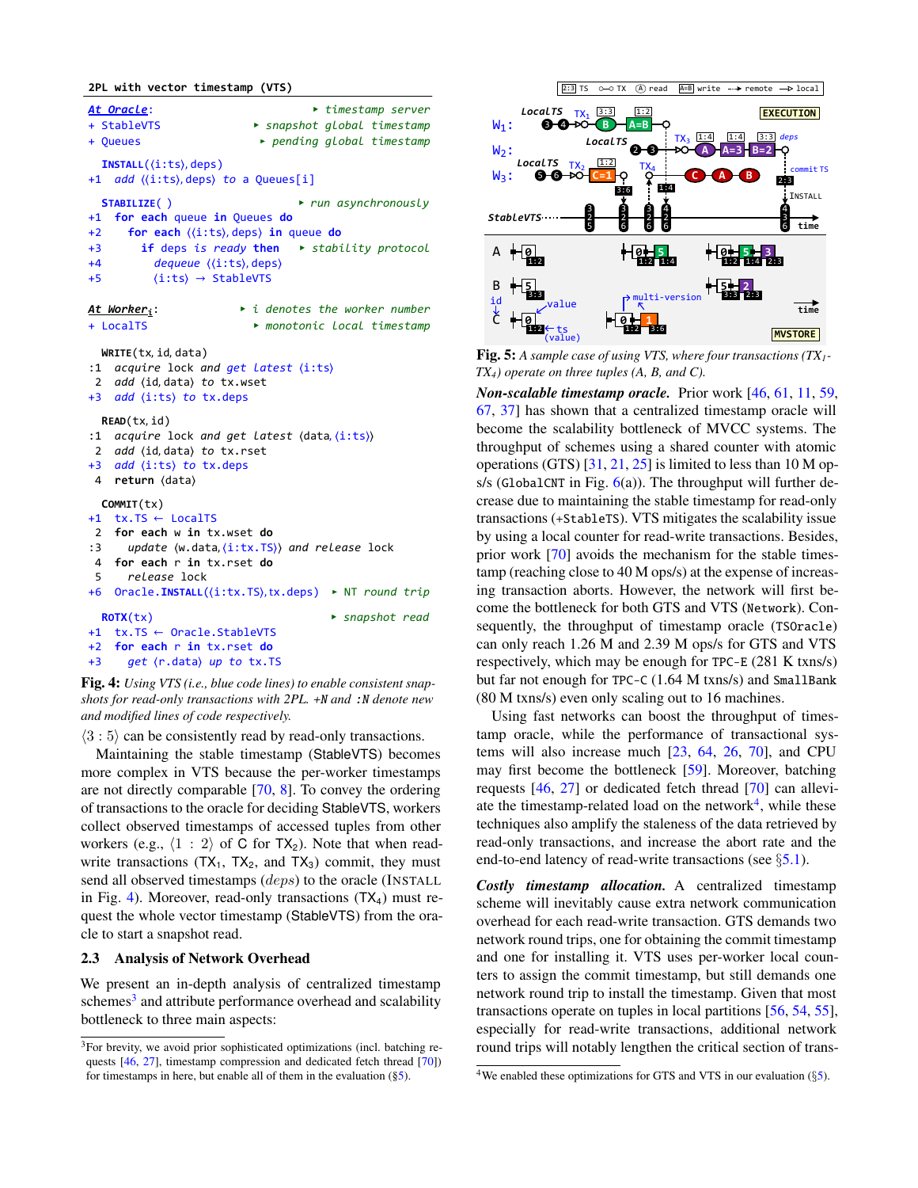```
2PL with vector timestamp (VTS)

At Oracle:                          ▸ timestamp server
+ StableVTS                         ▸ snapshot global timestamp
+ Queues                            ▸ pending global timestamp

  INSTALL(⟨i:ts⟩, deps)
+1  add ⟨⟨i:ts⟩, deps⟩ to a Queues[i]

  STABILIZE( )                      ▸ run asynchronously
+1  for each queue in Queues do
+2    for each ⟨⟨i:ts⟩, deps⟩ in queue do
+3      if deps is ready then       ▸ stability protocol
+4        dequeue ⟨⟨i:ts⟩, deps⟩
+5        ⟨i:ts⟩ → StableVTS

At Worker_i:                        ▸ i denotes the worker number
+ LocalTS                           ▸ monotonic local timestamp

  WRITE(tx, id, data)
:1  acquire lock and get latest ⟨i:ts⟩
 2  add ⟨id, data⟩ to tx.wset
+3  add ⟨i:ts⟩ to tx.deps

  READ(tx, id)
:1  acquire lock and get latest ⟨data, ⟨i:ts⟩⟩
 2  add ⟨id, data⟩ to tx.rset
+3  add ⟨i:ts⟩ to tx.deps
 4  return ⟨data⟩

  COMMIT(tx)
+1  tx.TS ← LocalTS
 2  for each w in tx.wset do
:3    update ⟨w.data, ⟨i:tx.TS⟩⟩ and release lock
 4  for each r in tx.rset do
 5    release lock
+6  Oracle.INSTALL(⟨i:tx.TS⟩, tx.deps)   ▸ NT round trip

  ROTX(tx)                          ▸ snapshot read
+1  tx.TS ← Oracle.StableVTS
+2  for each r in tx.rset do
+3    get ⟨r.data⟩ up to tx.TS
```

**Fig. 4:** *Using VTS (i.e., blue code lines) to enable consistent snapshots for read-only transactions with 2PL. +N and :N denote new and modified lines of code respectively.*

⟨3 : 5⟩ can be consistently read by read-only transactions.

Maintaining the stable timestamp (StableVTS) becomes more complex in VTS because the per-worker timestamps are not directly comparable [70, 8]. To convey the ordering of transactions to the oracle for deciding StableVTS, workers collect observed timestamps of accessed tuples from other workers (e.g., ⟨1 : 2⟩ of C for $TX_2$). Note that when read-write transactions ($TX_1$, $TX_2$, and $TX_3$) commit, they must send all observed timestamps (*deps*) to the oracle (INSTALL in Fig. 4). Moreover, read-only transactions ($TX_4$) must request the whole vector timestamp (StableVTS) from the oracle to start a snapshot read.

## 2.3 Analysis of Network Overhead

We present an in-depth analysis of centralized timestamp schemes[3] and attribute performance overhead and scalability bottleneck to three main aspects:

[3]For brevity, we avoid prior sophisticated optimizations (incl. batching requests [46, 27], timestamp compression and dedicated fetch thread [70]) for timestamps in here, but enable all of them in the evaluation (§5).

**Fig. 5:** *A sample case of using VTS, where four transactions ($TX_1$-$TX_4$) operate on three tuples (A, B, and C).*

***Non-scalable timestamp oracle.*** Prior work [46, 61, 11, 59, 67, 37] has shown that a centralized timestamp oracle will become the scalability bottleneck of MVCC systems. The throughput of schemes using a shared counter with atomic operations (GTS) [31, 21, 25] is limited to less than 10 M ops/s (GlobalCNT in Fig. 6(a)). The throughput will further decrease due to maintaining the stable timestamp for read-only transactions (+StableTS). VTS mitigates the scalability issue by using a local counter for read-write transactions. Besides, prior work [70] avoids the mechanism for the stable timestamp (reaching close to 40 M ops/s) at the expense of increasing transaction aborts. However, the network will first become the bottleneck for both GTS and VTS (Network). Consequently, the throughput of timestamp oracle (TSOracle) can only reach 1.26 M and 2.39 M ops/s for GTS and VTS respectively, which may be enough for TPC-E (281 K txns/s) but far not enough for TPC-C (1.64 M txns/s) and SmallBank (80 M txns/s) even only scaling out to 16 machines.

Using fast networks can boost the throughput of timestamp oracle, while the performance of transactional systems will also increase much [23, 64, 26, 70], and CPU may first become the bottleneck [59]. Moreover, batching requests [46, 27] or dedicated fetch thread [70] can alleviate the timestamp-related load on the network[4], while these techniques also amplify the staleness of the data retrieved by read-only transactions, and increase the abort rate and the end-to-end latency of read-write transactions (see §5.1).

***Costly timestamp allocation.*** A centralized timestamp scheme will inevitably cause extra network communication overhead for each read-write transaction. GTS demands two network round trips, one for obtaining the commit timestamp and one for installing it. VTS uses per-worker local counters to assign the commit timestamp, but still demands one network round trip to install the timestamp. Given that most transactions operate on tuples in local partitions [56, 54, 55], especially for read-write transactions, additional network round trips will notably lengthen the critical section of trans-

[4]We enabled these optimizations for GTS and VTS in our evaluation (§5).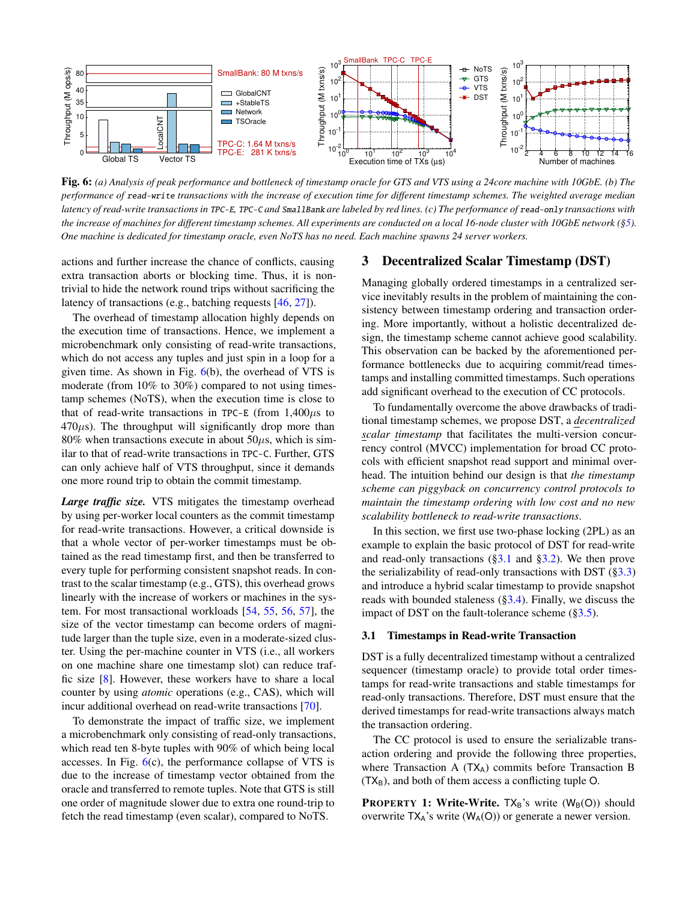**Fig. 6:** *(a) Analysis of peak performance and bottleneck of timestamp oracle for GTS and VTS using a 24core machine with 10GbE. (b) The performance of `read-write` transactions with the increase of execution time for different timestamp schemes. The weighted average median latency of read-write transactions in TPC-E, TPC-C and SmallBank are labeled by red lines. (c) The performance of `read-only` transactions with the increase of machines for different timestamp schemes. All experiments are conducted on a local 16-node cluster with 10GbE network (§5). One machine is dedicated for timestamp oracle, even NoTS has no need. Each machine spawns 24 server workers.*

actions and further increase the chance of conflicts, causing extra transaction aborts or blocking time. Thus, it is non-trivial to hide the network round trips without sacrificing the latency of transactions (e.g., batching requests [46, 27]).

The overhead of timestamp allocation highly depends on the execution time of transactions. Hence, we implement a microbenchmark only consisting of read-write transactions, which do not access any tuples and just spin in a loop for a given time. As shown in Fig. 6(b), the overhead of VTS is moderate (from 10% to 30%) compared to not using timestamp schemes (NoTS), when the execution time is close to that of read-write transactions in TPC-E (from 1,400$\mu$s to 470$\mu$s). The throughput will significantly drop more than 80% when transactions execute in about 50$\mu$s, which is similar to that of read-write transactions in TPC-C. Further, GTS can only achieve half of VTS throughput, since it demands one more round trip to obtain the commit timestamp.

***Large traffic size.*** VTS mitigates the timestamp overhead by using per-worker local counters as the commit timestamp for read-write transactions. However, a critical downside is that a whole vector of per-worker timestamps must be obtained as the read timestamp first, and then be transferred to every tuple for performing consistent snapshot reads. In contrast to the scalar timestamp (e.g., GTS), this overhead grows linearly with the increase of workers or machines in the system. For most transactional workloads [54, 55, 56, 57], the size of the vector timestamp can become orders of magnitude larger than the tuple size, even in a moderate-sized cluster. Using the per-machine counter in VTS (i.e., all workers on one machine share one timestamp slot) can reduce traffic size [8]. However, these workers have to share a local counter by using *atomic* operations (e.g., CAS), which will incur additional overhead on read-write transactions [70].

To demonstrate the impact of traffic size, we implement a microbenchmark only consisting of read-only transactions, which read ten 8-byte tuples with 90% of which being local accesses. In Fig. 6(c), the performance collapse of VTS is due to the increase of timestamp vector obtained from the oracle and transferred to remote tuples. Note that GTS is still one order of magnitude slower due to extra one round-trip to fetch the read timestamp (even scalar), compared to NoTS.

# 3 Decentralized Scalar Timestamp (DST)

Managing globally ordered timestamps in a centralized service inevitably results in the problem of maintaining the consistency between timestamp ordering and transaction ordering. More importantly, without a holistic decentralized design, the timestamp scheme cannot achieve good scalability. This observation can be backed by the aforementioned performance bottlenecks due to acquiring commit/read timestamps and installing committed timestamps. Such operations add significant overhead to the execution of CC protocols.

To fundamentally overcome the above drawbacks of traditional timestamp schemes, we propose DST, a *decentralized scalar timestamp* that facilitates the multi-version concurrency control (MVCC) implementation for broad CC protocols with efficient snapshot read support and minimal overhead. The intuition behind our design is that *the timestamp scheme can piggyback on concurrency control protocols to maintain the timestamp ordering with low cost and no new scalability bottleneck to read-write transactions*.

In this section, we first use two-phase locking (2PL) as an example to explain the basic protocol of DST for read-write and read-only transactions (§3.1 and §3.2). We then prove the serializability of read-only transactions with DST (§3.3) and introduce a hybrid scalar timestamp to provide snapshot reads with bounded staleness (§3.4). Finally, we discuss the impact of DST on the fault-tolerance scheme (§3.5).

## 3.1 Timestamps in Read-write Transaction

DST is a fully decentralized timestamp without a centralized sequencer (timestamp oracle) to provide total order timestamps for read-write transactions and stable timestamps for read-only transactions. Therefore, DST must ensure that the derived timestamps for read-write transactions always match the transaction ordering.

The CC protocol is used to ensure the serializable transaction ordering and provide the following three properties, where Transaction A ($TX_A$) commits before Transaction B ($TX_B$), and both of them access a conflicting tuple O.

**Property 1: Write-Write.** $TX_B$'s write ($W_B(O)$) should overwrite $TX_A$'s write ($W_A(O)$) or generate a newer version.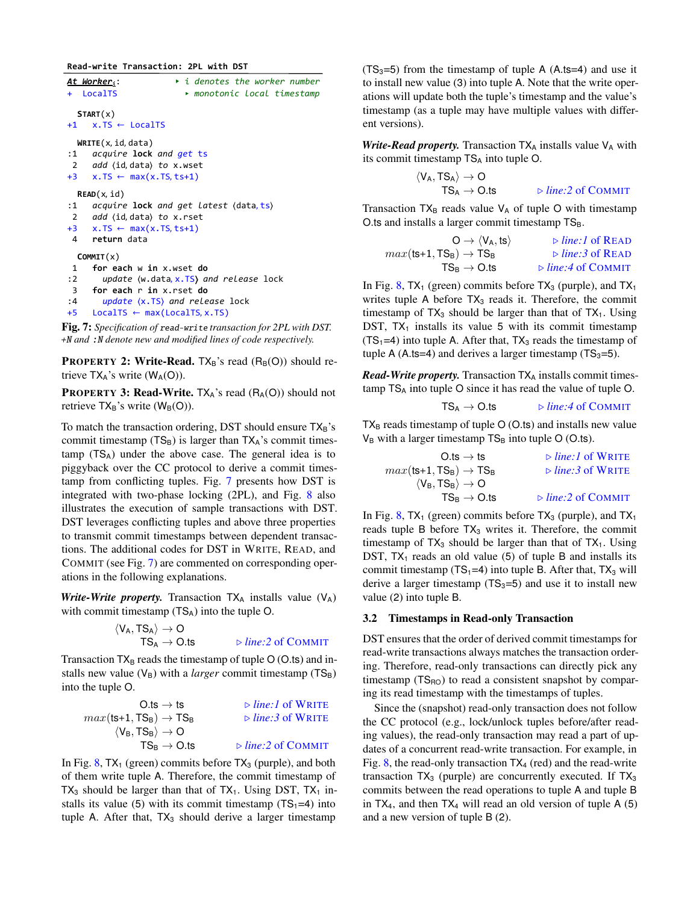```
Read-write Transaction: 2PL with DST

At Worker_i:                  ▸ i denotes the worker number
+  LocalTS                    ▸ monotonic local timestamp

   START(x)
+1    x.TS ← LocalTS

   WRITE(x, id, data)
:1    acquire lock and get ts
 2    add ⟨id, data⟩ to x.wset
+3    x.TS ← max(x.TS, ts+1)

   READ(x, id)
:1    acquire lock and get latest ⟨data, ts⟩
 2    add ⟨id, data⟩ to x.rset
+3    x.TS ← max(x.TS, ts+1)
 4    return data

   COMMIT(x)
 1    for each w in x.wset do
:2      update ⟨w.data, x.TS⟩ and release lock
 3    for each r in x.rset do
:4      update ⟨x.TS⟩ and release lock
+5    LocalTS ← max(LocalTS, x.TS)
```

**Fig. 7:** *Specification of* `read-write` *transaction for 2PL with DST. +N and :N denote new and modified lines of code respectively.*

**PROPERTY 2: Write-Read.** $TX_B$'s read ($R_B(O)$) should retrieve $TX_A$'s write ($W_A(O)$).

**PROPERTY 3: Read-Write.** $TX_A$'s read ($R_A(O)$) should not retrieve $TX_B$'s write ($W_B(O)$).

To match the transaction ordering, DST should ensure $TX_B$'s commit timestamp ($TS_B$) is larger than $TX_A$'s commit timestamp ($TS_A$) under the above case. The general idea is to piggyback over the CC protocol to derive a commit timestamp from conflicting tuples. Fig. 7 presents how DST is integrated with two-phase locking (2PL), and Fig. 8 also illustrates the execution of sample transactions with DST. DST leverages conflicting tuples and above three properties to transmit commit timestamps between dependent transactions. The additional codes for DST in WRITE, READ, and COMMIT (see Fig. 7) are commented on corresponding operations in the following explanations.

***Write-Write property.*** Transaction $TX_A$ installs value ($V_A$) with commit timestamp ($TS_A$) into the tuple O.

$$\langle V_A, TS_A\rangle \rightarrow O$$
$$TS_A \rightarrow O.ts \qquad \triangleright \textit{line:2 of } \text{COMMIT}$$

Transaction $TX_B$ reads the timestamp of tuple O (O.ts) and installs new value ($V_B$) with a *larger* commit timestamp ($TS_B$) into the tuple O.

$$O.ts \rightarrow ts \qquad \triangleright \textit{line:1 of } \text{WRITE}$$
$$max(ts{+}1, TS_B) \rightarrow TS_B \qquad \triangleright \textit{line:3 of } \text{WRITE}$$
$$\langle V_B, TS_B\rangle \rightarrow O$$
$$TS_B \rightarrow O.ts \qquad \triangleright \textit{line:2 of } \text{COMMIT}$$

In Fig. 8, $TX_1$ (green) commits before $TX_3$ (purple), and both of them write tuple A. Therefore, the commit timestamp of $TX_3$ should be larger than that of $TX_1$. Using DST, $TX_1$ installs its value (5) with its commit timestamp ($TS_1$=4) into tuple A. After that, $TX_3$ should derive a larger timestamp ($TS_3$=5) from the timestamp of tuple A (A.ts=4) and use it to install new value (3) into tuple A. Note that the write operations will update both the tuple's timestamp and the value's timestamp (as a tuple may have multiple values with different versions).

***Write-Read property.*** Transaction $TX_A$ installs value $V_A$ with its commit timestamp $TS_A$ into tuple O.

$$\langle V_A, TS_A\rangle \rightarrow O$$
$$TS_A \rightarrow O.ts \qquad \triangleright \textit{line:2 of } \text{COMMIT}$$

Transaction $TX_B$ reads value $V_A$ of tuple O with timestamp O.ts and installs a larger commit timestamp $TS_B$.

$$O \rightarrow \langle V_A, ts\rangle \qquad \triangleright \textit{line:1 of } \text{READ}$$
$$max(ts{+}1, TS_B) \rightarrow TS_B \qquad \triangleright \textit{line:3 of } \text{READ}$$
$$TS_B \rightarrow O.ts \qquad \triangleright \textit{line:4 of } \text{COMMIT}$$

In Fig. 8, $TX_1$ (green) commits before $TX_3$ (purple), and $TX_1$ writes tuple A before $TX_3$ reads it. Therefore, the commit timestamp of $TX_3$ should be larger than that of $TX_1$. Using DST, $TX_1$ installs its value 5 with its commit timestamp ($TS_1$=4) into tuple A. After that, $TX_3$ reads the timestamp of tuple A (A.ts=4) and derives a larger timestamp ($TS_3$=5).

***Read-Write property.*** Transaction $TX_A$ installs commit timestamp $TS_A$ into tuple O since it has read the value of tuple O.

$$TS_A \rightarrow O.ts \qquad \triangleright \textit{line:4 of } \text{COMMIT}$$

$TX_B$ reads timestamp of tuple O (O.ts) and installs new value $V_B$ with a larger timestamp $TS_B$ into tuple O (O.ts).

$$O.ts \rightarrow ts \qquad \triangleright \textit{line:1 of } \text{WRITE}$$
$$max(ts{+}1, TS_B) \rightarrow TS_B \qquad \triangleright \textit{line:3 of } \text{WRITE}$$
$$\langle V_B, TS_B\rangle \rightarrow O$$
$$TS_B \rightarrow O.ts \qquad \triangleright \textit{line:2 of } \text{COMMIT}$$

In Fig. 8, $TX_1$ (green) commits before $TX_3$ (purple), and $TX_1$ reads tuple B before $TX_3$ writes it. Therefore, the commit timestamp of $TX_3$ should be larger than that of $TX_1$. Using DST, $TX_1$ reads an old value (5) of tuple B and installs its commit timestamp ($TS_1$=4) into tuple B. After that, $TX_3$ will derive a larger timestamp ($TS_3$=5) and use it to install new value (2) into tuple B.

### 3.2 Timestamps in Read-only Transaction

DST ensures that the order of derived commit timestamps for read-write transactions always matches the transaction ordering. Therefore, read-only transactions can directly pick any timestamp ($TS_{RO}$) to read a consistent snapshot by comparing its read timestamp with the timestamps of tuples.

Since the (snapshot) read-only transaction does not follow the CC protocol (e.g., lock/unlock tuples before/after reading values), the read-only transaction may read a part of updates of a concurrent read-write transaction. For example, in Fig. 8, the read-only transaction $TX_4$ (red) and the read-write transaction $TX_3$ (purple) are concurrently executed. If $TX_3$ commits between the read operations to tuple A and tuple B in $TX_4$, and then $TX_4$ will read an old version of tuple A (5) and a new version of tuple B (2).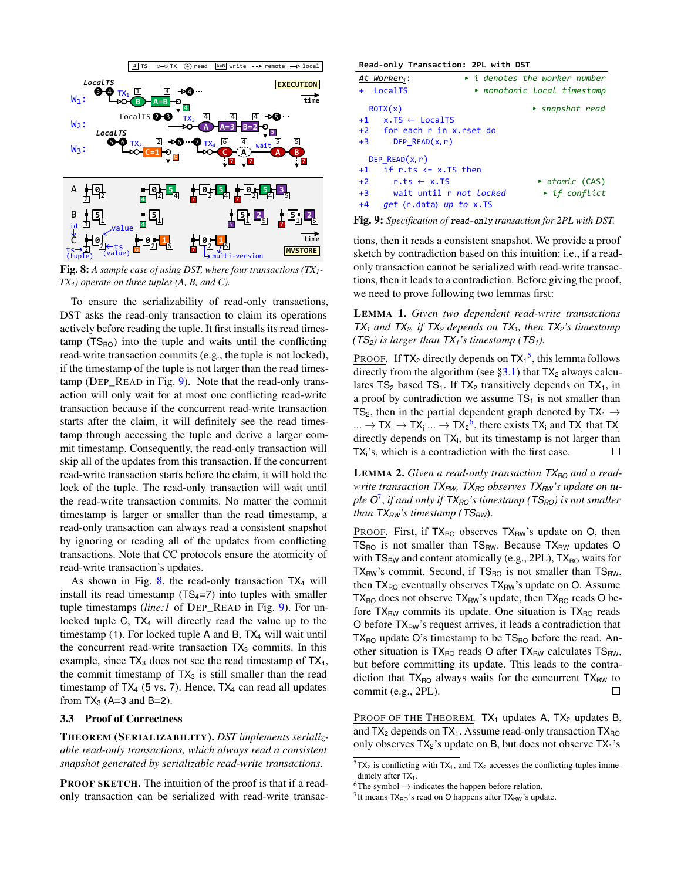**Fig. 8:** *A sample case of using DST, where four transactions ($TX_1$-$TX_4$) operate on three tuples (A, B, and C).*

To ensure the serializability of read-only transactions, DST asks the read-only transaction to claim its operations actively before reading the tuple. It first installs its read timestamp ($TS_{RO}$) into the tuple and waits until the conflicting read-write transaction commits (e.g., the tuple is not locked), if the timestamp of the tuple is not larger than the read timestamp (DEP_READ in Fig. 9). Note that the read-only transaction will only wait for at most one conflicting read-write transaction because if the concurrent read-write transaction starts after the claim, it will definitely see the read timestamp through accessing the tuple and derive a larger commit timestamp. Consequently, the read-only transaction will skip all of the updates from this transaction. If the concurrent read-write transaction starts before the claim, it will hold the lock of the tuple. The read-only transaction will wait until the read-write transaction commits. No matter the commit timestamp is larger or smaller than the read timestamp, a read-only transaction can always read a consistent snapshot by ignoring or reading all of the updates from conflicting transactions. Note that CC protocols ensure the atomicity of read-write transaction's updates.

As shown in Fig. 8, the read-only transaction $TX_4$ will install its read timestamp ($TS_4$=7) into tuples with smaller tuple timestamps (*line:1* of DEP_READ in Fig. 9). For unlocked tuple C, $TX_4$ will directly read the value up to the timestamp (1). For locked tuple A and B, $TX_4$ will wait until the concurrent read-write transaction $TX_3$ commits. In this example, since $TX_3$ does not see the read timestamp of $TX_4$, the commit timestamp of $TX_3$ is still smaller than the read timestamp of $TX_4$ (5 vs. 7). Hence, $TX_4$ can read all updates from $TX_3$ (A=3 and B=2).

### 3.3 Proof of Correctness

**THEOREM (SERIALIZABILITY).** *DST implements serializable read-only transactions, which always read a consistent snapshot generated by serializable read-write transactions.*

**PROOF SKETCH.** The intuition of the proof is that if a read-only transaction can be serialized with read-write transactions, then it reads a consistent snapshot. We provide a proof sketch by contradiction based on this intuition: i.e., if a read-only transaction cannot be serialized with read-write transactions, then it leads to a contradiction. Before giving the proof, we need to prove following two lemmas first:

```
Read-only Transaction: 2PL with DST

At Worker_i:                    ▸ i denotes the worker number
+  LocalTS                      ▸ monotonic local timestamp

   ROTX(x)                      ▸ snapshot read
+1    x.TS ← LocalTS
+2    for each r in x.rset do
+3       DEP_READ(x,r)

   DEP_READ(x, r)
+1    if r.ts <= x.TS then
+2       r.ts ← x.TS            ▸ atomic (CAS)
+3       wait until r not locked ▸ if conflict
+4    get ⟨r.data⟩ up to x.TS
```

**Fig. 9:** *Specification of* read-only *transaction for 2PL with DST.*

**LEMMA 1.** *Given two dependent read-write transactions $TX_1$ and $TX_2$, if $TX_2$ depends on $TX_1$, then $TX_2$'s timestamp ($TS_2$) is larger than $TX_1$'s timestamp ($TS_1$).*

PROOF. If $TX_2$ directly depends on $TX_1$[5], this lemma follows directly from the algorithm (see §3.1) that $TX_2$ always calculates $TS_2$ based $TS_1$. If $TX_2$ transitively depends on $TX_1$, in a proof by contradiction we assume $TS_1$ is not smaller than $TS_2$, then in the partial dependent graph denoted by $TX_1 \rightarrow ... \rightarrow TX_i \rightarrow TX_j ... \rightarrow TX_2$[6], there exists $TX_i$ and $TX_j$ that $TX_j$ directly depends on $TX_i$, but its timestamp is not larger than $TX_i$'s, which is a contradiction with the first case. □

**LEMMA 2.** *Given a read-only transaction $TX_{RO}$ and a read-write transaction $TX_{RW}$, $TX_{RO}$ observes $TX_{RW}$'s update on tuple O*[7]*, if and only if $TX_{RO}$'s timestamp ($TS_{RO}$) is not smaller than $TX_{RW}$'s timestamp ($TS_{RW}$).*

PROOF. First, if $TX_{RO}$ observes $TX_{RW}$'s update on O, then $TS_{RO}$ is not smaller than $TS_{RW}$. Because $TX_{RW}$ updates O with $TS_{RW}$ and content atomically (e.g., 2PL), $TX_{RO}$ waits for $TX_{RW}$'s commit. Second, if $TS_{RO}$ is not smaller than $TS_{RW}$, then $TX_{RO}$ eventually observes $TX_{RW}$'s update on O. Assume $TX_{RO}$ does not observe $TX_{RW}$'s update, then $TX_{RO}$ reads O before $TX_{RW}$ commits its update. One situation is $TX_{RO}$ reads O before $TX_{RW}$'s request arrives, it leads a contradiction that $TX_{RO}$ update O's timestamp to be $TS_{RO}$ before the read. Another situation is $TX_{RO}$ reads O after $TX_{RW}$ calculates $TS_{RW}$, but before committing its update. This leads to the contradiction that $TX_{RO}$ always waits for the concurrent $TX_{RW}$ to commit (e.g., 2PL). □

PROOF OF THE THEOREM. $TX_1$ updates A, $TX_2$ updates B, and $TX_2$ depends on $TX_1$. Assume read-only transaction $TX_{RO}$ only observes $TX_2$'s update on B, but does not observe $TX_1$'s

[5] $TX_2$ is conflicting with $TX_1$, and $TX_2$ accesses the conflicting tuples immediately after $TX_1$.

[6] The symbol → indicates the happen-before relation.

[7] It means $TX_{RO}$'s read on O happens after $TX_{RW}$'s update.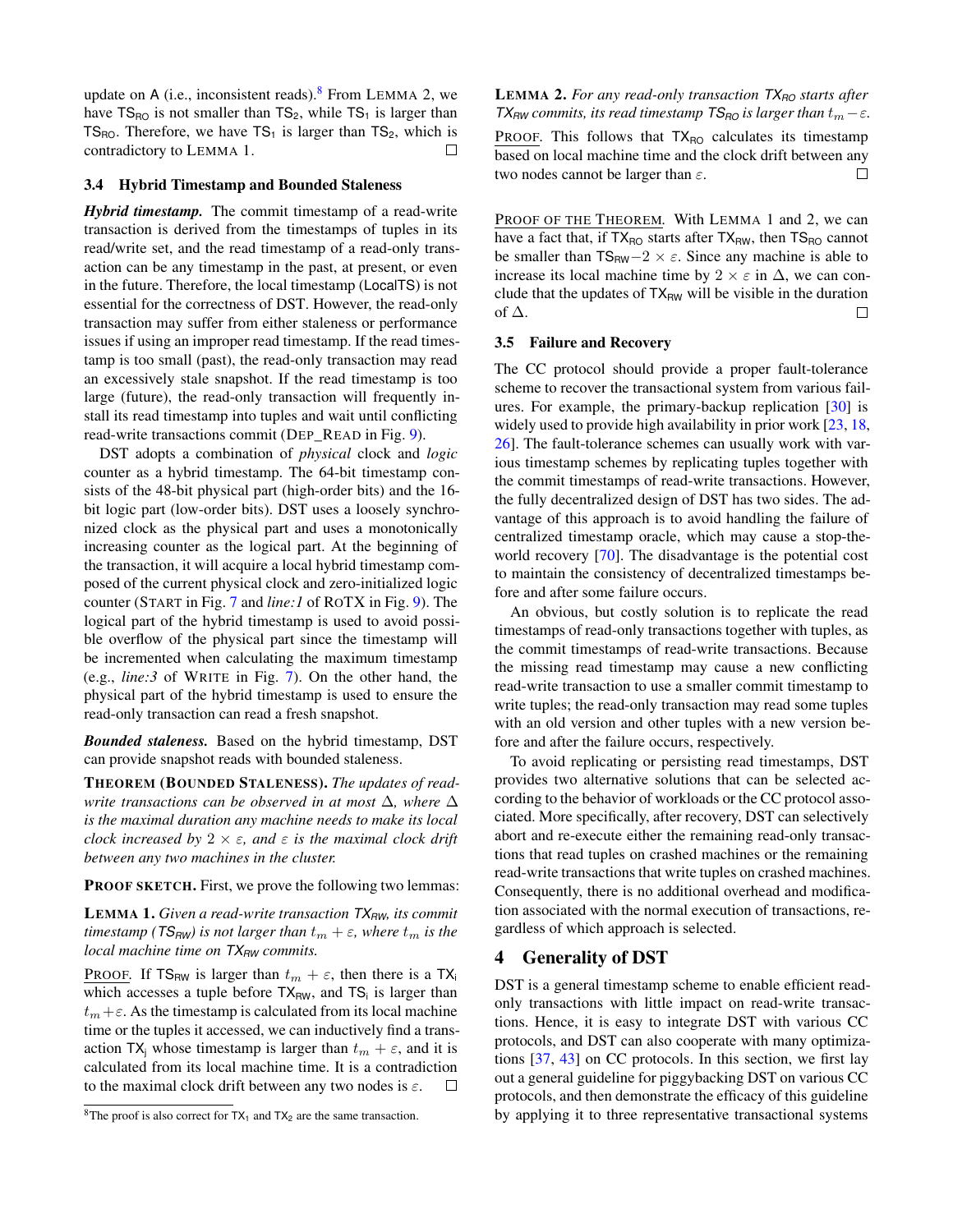update on A (i.e., inconsistent reads).[8] From LEMMA 2, we have $TS_{RO}$ is not smaller than $TS_2$, while $TS_1$ is larger than $TS_{RO}$. Therefore, we have $TS_1$ is larger than $TS_2$, which is contradictory to LEMMA 1. □

### 3.4 Hybrid Timestamp and Bounded Staleness

***Hybrid timestamp.*** The commit timestamp of a read-write transaction is derived from the timestamps of tuples in its read/write set, and the read timestamp of a read-only transaction can be any timestamp in the past, at present, or even in the future. Therefore, the local timestamp (LocalTS) is not essential for the correctness of DST. However, the read-only transaction may suffer from either staleness or performance issues if using an improper read timestamp. If the read timestamp is too small (past), the read-only transaction may read an excessively stale snapshot. If the read timestamp is too large (future), the read-only transaction will frequently install its read timestamp into tuples and wait until conflicting read-write transactions commit (DEP_READ in Fig. 9).

DST adopts a combination of *physical* clock and *logic* counter as a hybrid timestamp. The 64-bit timestamp consists of the 48-bit physical part (high-order bits) and the 16-bit logic part (low-order bits). DST uses a loosely synchronized clock as the physical part and uses a monotonically increasing counter as the logical part. At the beginning of the transaction, it will acquire a local hybrid timestamp composed of the current physical clock and zero-initialized logic counter (START in Fig. 7 and *line:1* of ROTX in Fig. 9). The logical part of the hybrid timestamp is used to avoid possible overflow of the physical part since the timestamp will be incremented when calculating the maximum timestamp (e.g., *line:3* of WRITE in Fig. 7). On the other hand, the physical part of the hybrid timestamp is used to ensure the read-only transaction can read a fresh snapshot.

***Bounded staleness.*** Based on the hybrid timestamp, DST can provide snapshot reads with bounded staleness.

**THEOREM (BOUNDED STALENESS).** *The updates of read-write transactions can be observed in at most $\Delta$, where $\Delta$ is the maximal duration any machine needs to make its local clock increased by $2 \times \varepsilon$, and $\varepsilon$ is the maximal clock drift between any two machines in the cluster.*

**PROOF SKETCH.** First, we prove the following two lemmas:

**LEMMA 1.** *Given a read-write transaction $TX_{RW}$, its commit timestamp ($TS_{RW}$) is not larger than $t_m + \varepsilon$, where $t_m$ is the local machine time on $TX_{RW}$ commits.*

PROOF. If $TS_{RW}$ is larger than $t_m + \varepsilon$, then there is a $TX_i$ which accesses a tuple before $TX_{RW}$, and $TS_i$ is larger than $t_m+\varepsilon$. As the timestamp is calculated from its local machine time or the tuples it accessed, we can inductively find a transaction $TX_j$ whose timestamp is larger than $t_m + \varepsilon$, and it is calculated from its local machine time. It is a contradiction to the maximal clock drift between any two nodes is $\varepsilon$. □

[8] The proof is also correct for $TX_1$ and $TX_2$ are the same transaction.

**LEMMA 2.** *For any read-only transaction $TX_{RO}$ starts after $TX_{RW}$ commits, its read timestamp $TS_{RO}$ is larger than $t_m - \varepsilon$.*

PROOF. This follows that $TX_{RO}$ calculates its timestamp based on local machine time and the clock drift between any two nodes cannot be larger than $\varepsilon$. □

PROOF OF THE THEOREM. With LEMMA 1 and 2, we can have a fact that, if $TX_{RO}$ starts after $TX_{RW}$, then $TS_{RO}$ cannot be smaller than $TS_{RW} - 2 \times \varepsilon$. Since any machine is able to increase its local machine time by $2 \times \varepsilon$ in $\Delta$, we can conclude that the updates of $TX_{RW}$ will be visible in the duration of $\Delta$. □

### 3.5 Failure and Recovery

The CC protocol should provide a proper fault-tolerance scheme to recover the transactional system from various failures. For example, the primary-backup replication [30] is widely used to provide high availability in prior work [23, 18, 26]. The fault-tolerance schemes can usually work with various timestamp schemes by replicating tuples together with the commit timestamps of read-write transactions. However, the fully decentralized design of DST has two sides. The advantage of this approach is to avoid handling the failure of centralized timestamp oracle, which may cause a stop-the-world recovery [70]. The disadvantage is the potential cost to maintain the consistency of decentralized timestamps before and after some failure occurs.

An obvious, but costly solution is to replicate the read timestamps of read-only transactions together with tuples, as the commit timestamps of read-write transactions. Because the missing read timestamp may cause a new conflicting read-write transaction to use a smaller commit timestamp to write tuples; the read-only transaction may read some tuples with an old version and other tuples with a new version before and after the failure occurs, respectively.

To avoid replicating or persisting read timestamps, DST provides two alternative solutions that can be selected according to the behavior of workloads or the CC protocol associated. More specifically, after recovery, DST can selectively abort and re-execute either the remaining read-only transactions that read tuples on crashed machines or the remaining read-write transactions that write tuples on crashed machines. Consequently, there is no additional overhead and modification associated with the normal execution of transactions, regardless of which approach is selected.

## 4 Generality of DST

DST is a general timestamp scheme to enable efficient read-only transactions with little impact on read-write transactions. Hence, it is easy to integrate DST with various CC protocols, and DST can also cooperate with many optimizations [37, 43] on CC protocols. In this section, we first lay out a general guideline for piggybacking DST on various CC protocols, and then demonstrate the efficacy of this guideline by applying it to three representative transactional systems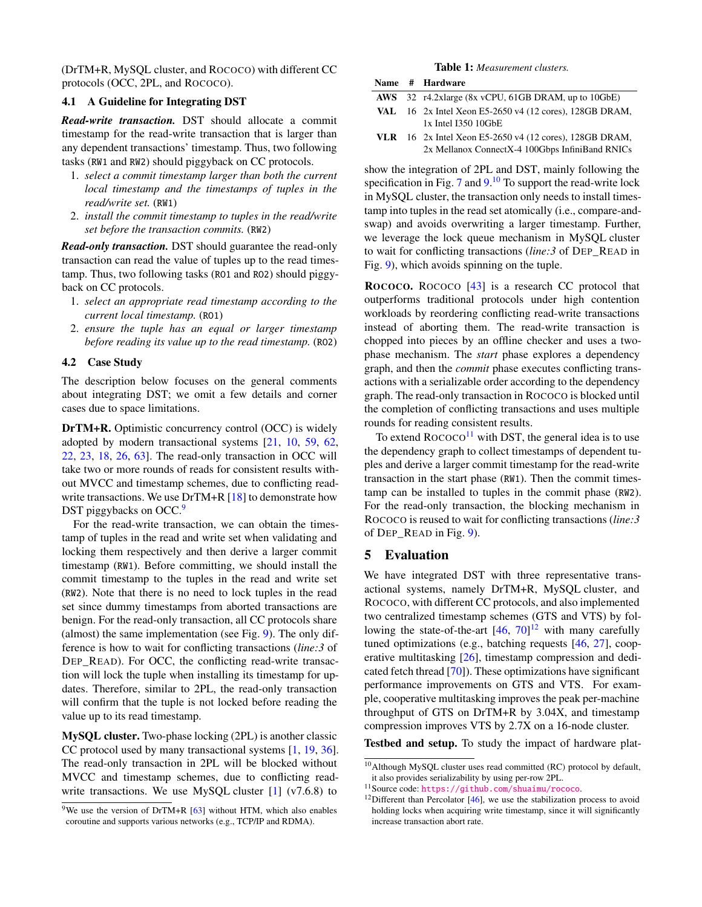(DrTM+R, MySQL cluster, and ROCOCO) with different CC protocols (OCC, 2PL, and ROCOCO).

### 4.1 A Guideline for Integrating DST

***Read-write transaction.*** DST should allocate a commit timestamp for the read-write transaction that is larger than any dependent transactions' timestamp. Thus, two following tasks (RW1 and RW2) should piggyback on CC protocols.

1. *select a commit timestamp larger than both the current local timestamp and the timestamps of tuples in the read/write set.* (RW1)
2. *install the commit timestamp to tuples in the read/write set before the transaction commits.* (RW2)

***Read-only transaction.*** DST should guarantee the read-only transaction can read the value of tuples up to the read timestamp. Thus, two following tasks (RO1 and RO2) should piggyback on CC protocols.

1. *select an appropriate read timestamp according to the current local timestamp.* (RO1)
2. *ensure the tuple has an equal or larger timestamp before reading its value up to the read timestamp.* (RO2)

### 4.2 Case Study

The description below focuses on the general comments about integrating DST; we omit a few details and corner cases due to space limitations.

**DrTM+R.** Optimistic concurrency control (OCC) is widely adopted by modern transactional systems [21, 10, 59, 62, 22, 23, 18, 26, 63]. The read-only transaction in OCC will take two or more rounds of reads for consistent results without MVCC and timestamp schemes, due to conflicting read-write transactions. We use DrTM+R [18] to demonstrate how DST piggybacks on OCC.[9]

For the read-write transaction, we can obtain the timestamp of tuples in the read and write set when validating and locking them respectively and then derive a larger commit timestamp (RW1). Before committing, we should install the commit timestamp to the tuples in the read and write set (RW2). Note that there is no need to lock tuples in the read set since dummy timestamps from aborted transactions are benign. For the read-only transaction, all CC protocols share (almost) the same implementation (see Fig. 9). The only difference is how to wait for conflicting transactions (*line:3* of DEP_READ). For OCC, the conflicting read-write transaction will lock the tuple when installing its timestamp for updates. Therefore, similar to 2PL, the read-only transaction will confirm that the tuple is not locked before reading the value up to its read timestamp.

**MySQL cluster.** Two-phase locking (2PL) is another classic CC protocol used by many transactional systems [1, 19, 36]. The read-only transaction in 2PL will be blocked without MVCC and timestamp schemes, due to conflicting read-write transactions. We use MySQL cluster [1] (v7.6.8) to show the integration of 2PL and DST, mainly following the specification in Fig. 7 and 9.[10] To support the read-write lock in MySQL cluster, the transaction only needs to install timestamp into tuples in the read set atomically (i.e., compare-and-swap) and avoids overwriting a larger timestamp. Further, we leverage the lock queue mechanism in MySQL cluster to wait for conflicting transactions (*line:3* of DEP_READ in Fig. 9), which avoids spinning on the tuple.

**ROCOCO.** ROCOCO [43] is a research CC protocol that outperforms traditional protocols under high contention workloads by reordering conflicting read-write transactions instead of aborting them. The read-write transaction is chopped into pieces by an offline checker and uses a two-phase mechanism. The *start* phase explores a dependency graph, and then the *commit* phase executes conflicting transactions with a serializable order according to the dependency graph. The read-only transaction in ROCOCO is blocked until the completion of conflicting transactions and uses multiple rounds for reading consistent results.

To extend ROCOCO[11] with DST, the general idea is to use the dependency graph to collect timestamps of dependent tuples and derive a larger commit timestamp for the read-write transaction in the start phase (RW1). Then the commit timestamp can be installed to tuples in the commit phase (RW2). For the read-only transaction, the blocking mechanism in ROCOCO is reused to wait for conflicting transactions (*line:3* of DEP_READ in Fig. 9).

Table 1: *Measurement clusters.*

| Name | # | Hardware |
|---|---|---|
| AWS | 32 | r4.2xlarge (8x vCPU, 61GB DRAM, up to 10GbE) |
| VAL | 16 | 2x Intel Xeon E5-2650 v4 (12 cores), 128GB DRAM, 1x Intel I350 10GbE |
| VLR | 16 | 2x Intel Xeon E5-2650 v4 (12 cores), 128GB DRAM, 2x Mellanox ConnectX-4 100Gbps InfiniBand RNICs |

## 5 Evaluation

We have integrated DST with three representative transactional systems, namely DrTM+R, MySQL cluster, and ROCOCO, with different CC protocols, and also implemented two centralized timestamp schemes (GTS and VTS) by following the state-of-the-art [46, 70][12] with many carefully tuned optimizations (e.g., batching requests [46, 27], cooperative multitasking [26], timestamp compression and dedicated fetch thread [70]). These optimizations have significant performance improvements on GTS and VTS. For example, cooperative multitasking improves the peak per-machine throughput of GTS on DrTM+R by 3.04X, and timestamp compression improves VTS by 2.7X on a 16-node cluster.

**Testbed and setup.** To study the impact of hardware plat-

---

[9] We use the version of DrTM+R [63] without HTM, which also enables coroutine and supports various networks (e.g., TCP/IP and RDMA).

[10] Although MySQL cluster uses read committed (RC) protocol by default, it also provides serializability by using per-row 2PL.

[11] Source code: https://github.com/shuaimu/rococo.

[12] Different than Percolator [46], we use the stabilization process to avoid holding locks when acquiring write timestamp, since it will significantly increase transaction abort rate.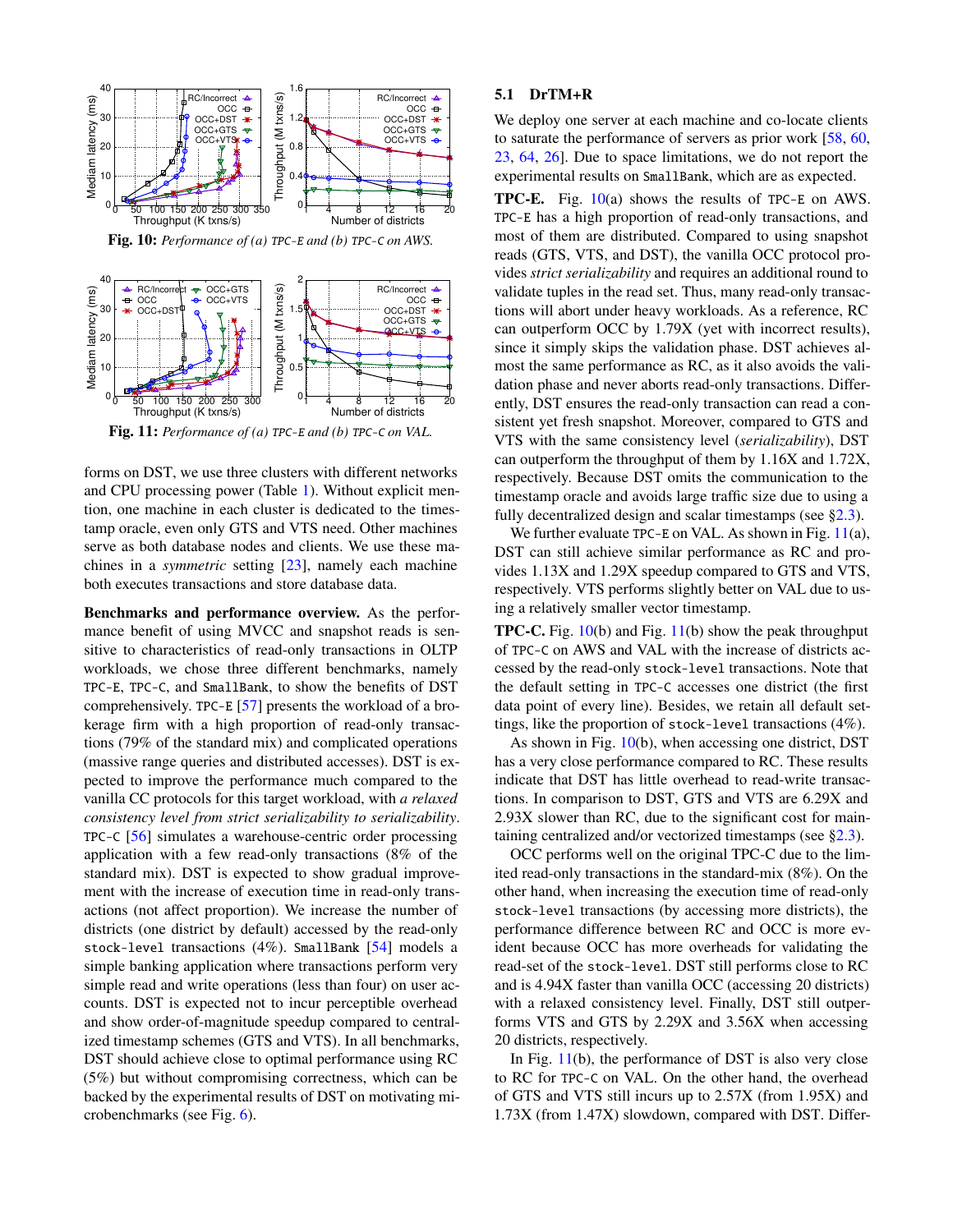**Fig. 10:** *Performance of (a)* TPC-E *and (b)* TPC-C *on AWS.*

**Fig. 11:** *Performance of (a)* TPC-E *and (b)* TPC-C *on VAL.*

forms on DST, we use three clusters with different networks and CPU processing power (Table 1). Without explicit mention, one machine in each cluster is dedicated to the timestamp oracle, even only GTS and VTS need. Other machines serve as both database nodes and clients. We use these machines in a *symmetric* setting [23], namely each machine both executes transactions and store database data.

**Benchmarks and performance overview.** As the performance benefit of using MVCC and snapshot reads is sensitive to characteristics of read-only transactions in OLTP workloads, we chose three different benchmarks, namely TPC-E, TPC-C, and SmallBank, to show the benefits of DST comprehensively. TPC-E [57] presents the workload of a brokerage firm with a high proportion of read-only transactions (79% of the standard mix) and complicated operations (massive range queries and distributed accesses). DST is expected to improve the performance much compared to the vanilla CC protocols for this target workload, with *a relaxed consistency level from strict serializability to serializability*. TPC-C [56] simulates a warehouse-centric order processing application with a few read-only transactions (8% of the standard mix). DST is expected to show gradual improvement with the increase of execution time in read-only transactions (not affect proportion). We increase the number of districts (one district by default) accessed by the read-only stock-level transactions (4%). SmallBank [54] models a simple banking application where transactions perform very simple read and write operations (less than four) on user accounts. DST is expected not to incur perceptible overhead and show order-of-magnitude speedup compared to centralized timestamp schemes (GTS and VTS). In all benchmarks, DST should achieve close to optimal performance using RC (5%) but without compromising correctness, which can be backed by the experimental results of DST on motivating microbenchmarks (see Fig. 6).

## 5.1 DrTM+R

We deploy one server at each machine and co-locate clients to saturate the performance of servers as prior work [58, 60, 23, 64, 26]. Due to space limitations, we do not report the experimental results on SmallBank, which are as expected.

**TPC-E.** Fig. 10(a) shows the results of TPC-E on AWS. TPC-E has a high proportion of read-only transactions, and most of them are distributed. Compared to using snapshot reads (GTS, VTS, and DST), the vanilla OCC protocol provides *strict serializability* and requires an additional round to validate tuples in the read set. Thus, many read-only transactions will abort under heavy workloads. As a reference, RC can outperform OCC by 1.79X (yet with incorrect results), since it simply skips the validation phase. DST achieves almost the same performance as RC, as it also avoids the validation phase and never aborts read-only transactions. Differently, DST ensures the read-only transaction can read a consistent yet fresh snapshot. Moreover, compared to GTS and VTS with the same consistency level (*serializability*), DST can outperform the throughput of them by 1.16X and 1.72X, respectively. Because DST omits the communication to the timestamp oracle and avoids large traffic size due to using a fully decentralized design and scalar timestamps (see §2.3).

We further evaluate TPC-E on VAL. As shown in Fig. 11(a), DST can still achieve similar performance as RC and provides 1.13X and 1.29X speedup compared to GTS and VTS, respectively. VTS performs slightly better on VAL due to using a relatively smaller vector timestamp.

**TPC-C.** Fig. 10(b) and Fig. 11(b) show the peak throughput of TPC-C on AWS and VAL with the increase of districts accessed by the read-only stock-level transactions. Note that the default setting in TPC-C accesses one district (the first data point of every line). Besides, we retain all default settings, like the proportion of stock-level transactions (4%).

As shown in Fig. 10(b), when accessing one district, DST has a very close performance compared to RC. These results indicate that DST has little overhead to read-write transactions. In comparison to DST, GTS and VTS are 6.29X and 2.93X slower than RC, due to the significant cost for maintaining centralized and/or vectorized timestamps (see §2.3).

OCC performs well on the original TPC-C due to the limited read-only transactions in the standard-mix (8%). On the other hand, when increasing the execution time of read-only stock-level transactions (by accessing more districts), the performance difference between RC and OCC is more evident because OCC has more overheads for validating the read-set of the stock-level. DST still performs close to RC and is 4.94X faster than vanilla OCC (accessing 20 districts) with a relaxed consistency level. Finally, DST still outperforms VTS and GTS by 2.29X and 3.56X when accessing 20 districts, respectively.

In Fig. 11(b), the performance of DST is also very close to RC for TPC-C on VAL. On the other hand, the overhead of GTS and VTS still incurs up to 2.57X (from 1.95X) and 1.73X (from 1.47X) slowdown, compared with DST. Differ-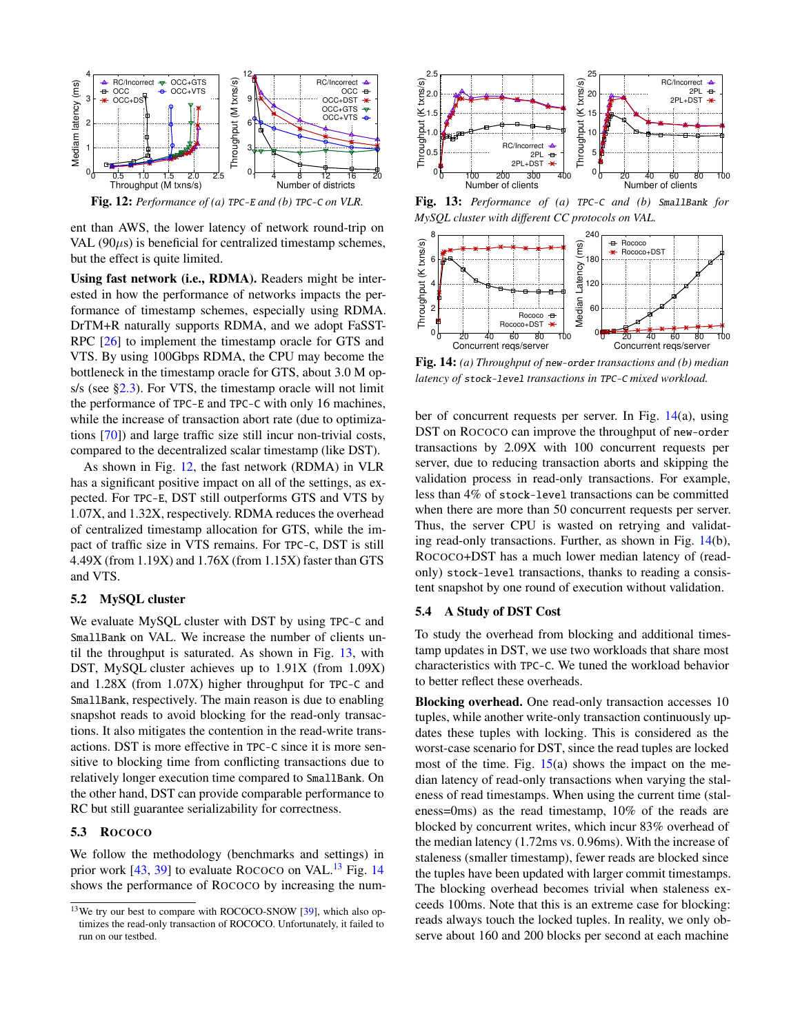**Fig. 12:** *Performance of (a)* TPC-E *and (b)* TPC-C *on VLR.*

ent than AWS, the lower latency of network round-trip on VAL (90$\mu$s) is beneficial for centralized timestamp schemes, but the effect is quite limited.

**Using fast network (i.e., RDMA).** Readers might be interested in how the performance of networks impacts the performance of timestamp schemes, especially using RDMA. DrTM+R naturally supports RDMA, and we adopt FaSST-RPC [26] to implement the timestamp oracle for GTS and VTS. By using 100Gbps RDMA, the CPU may become the bottleneck in the timestamp oracle for GTS, about 3.0 M ops/s (see §2.3). For VTS, the timestamp oracle will not limit the performance of TPC-E and TPC-C with only 16 machines, while the increase of transaction abort rate (due to optimizations [70]) and large traffic size still incur non-trivial costs, compared to the decentralized scalar timestamp (like DST).

As shown in Fig. 12, the fast network (RDMA) in VLR has a significant positive impact on all of the settings, as expected. For TPC-E, DST still outperforms GTS and VTS by 1.07X, and 1.32X, respectively. RDMA reduces the overhead of centralized timestamp allocation for GTS, while the impact of traffic size in VTS remains. For TPC-C, DST is still 4.49X (from 1.19X) and 1.76X (from 1.15X) faster than GTS and VTS.

### 5.2 MySQL cluster

We evaluate MySQL cluster with DST by using TPC-C and SmallBank on VAL. We increase the number of clients until the throughput is saturated. As shown in Fig. 13, with DST, MySQL cluster achieves up to 1.91X (from 1.09X) and 1.28X (from 1.07X) higher throughput for TPC-C and SmallBank, respectively. The main reason is due to enabling snapshot reads to avoid blocking for the read-only transactions. It also mitigates the contention in the read-write transactions. DST is more effective in TPC-C since it is more sensitive to blocking time from conflicting transactions due to relatively longer execution time compared to SmallBank. On the other hand, DST can provide comparable performance to RC but still guarantee serializability for correctness.

### 5.3 ROCOCO

We follow the methodology (benchmarks and settings) in prior work [43, 39] to evaluate ROCOCO on VAL.[13] Fig. 14 shows the performance of ROCOCO by increasing the number of concurrent requests per server. In Fig. 14(a), using DST on ROCOCO can improve the throughput of new-order transactions by 2.09X with 100 concurrent requests per server, due to reducing transaction aborts and skipping the validation process in read-only transactions. For example, less than 4% of stock-level transactions can be committed when there are more than 50 concurrent requests per server. Thus, the server CPU is wasted on retrying and validating read-only transactions. Further, as shown in Fig. 14(b), ROCOCO+DST has a much lower median latency of (read-only) stock-level transactions, thanks to reading a consistent snapshot by one round of execution without validation.

[13] We try our best to compare with ROCOCO-SNOW [39], which also optimizes the read-only transaction of ROCOCO. Unfortunately, it failed to run on our testbed.

**Fig. 13:** *Performance of (a)* TPC-C *and (b)* SmallBank *for MySQL cluster with different CC protocols on VAL.*

**Fig. 14:** *(a) Throughput of* new-order *transactions and (b) median latency of* stock-level *transactions in* TPC-C *mixed workload.*

### 5.4 A Study of DST Cost

To study the overhead from blocking and additional timestamp updates in DST, we use two workloads that share most characteristics with TPC-C. We tuned the workload behavior to better reflect these overheads.

**Blocking overhead.** One read-only transaction accesses 10 tuples, while another write-only transaction continuously updates these tuples with locking. This is considered as the worst-case scenario for DST, since the read tuples are locked most of the time. Fig. 15(a) shows the impact on the median latency of read-only transactions when varying the staleness of read timestamps. When using the current time (staleness=0ms) as the read timestamp, 10% of the reads are blocked by concurrent writes, which incur 83% overhead of the median latency (1.72ms vs. 0.96ms). With the increase of staleness (smaller timestamp), fewer reads are blocked since the tuples have been updated with larger commit timestamps. The blocking overhead becomes trivial when staleness exceeds 100ms. Note that this is an extreme case for blocking: reads always touch the locked tuples. In reality, we only observe about 160 and 200 blocks per second at each machine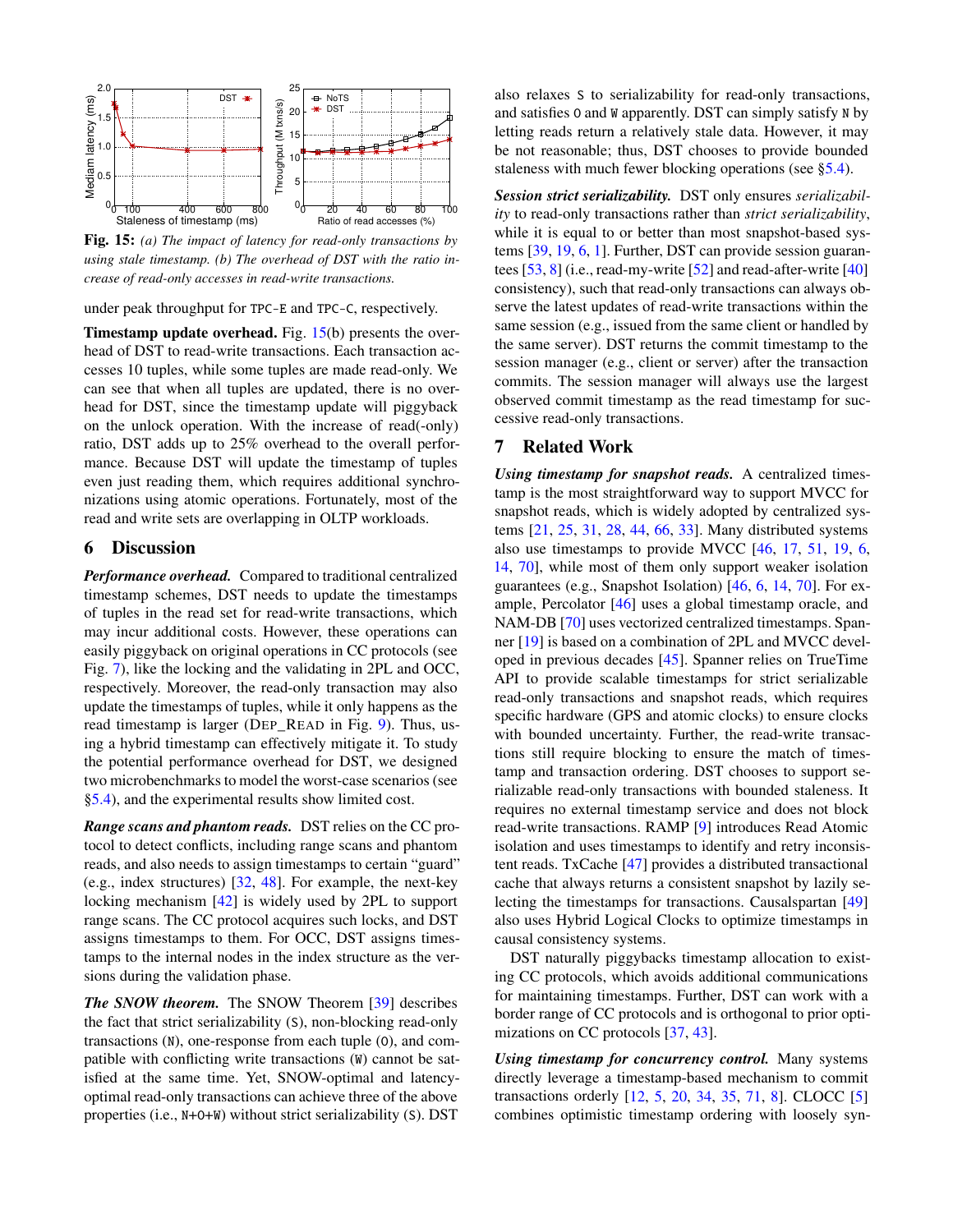**Fig. 15:** *(a) The impact of latency for read-only transactions by using stale timestamp. (b) The overhead of DST with the ratio increase of read-only accesses in read-write transactions.*

under peak throughput for TPC-E and TPC-C, respectively.

**Timestamp update overhead.** Fig. 15(b) presents the overhead of DST to read-write transactions. Each transaction accesses 10 tuples, while some tuples are made read-only. We can see that when all tuples are updated, there is no overhead for DST, since the timestamp update will piggyback on the unlock operation. With the increase of read(-only) ratio, DST adds up to 25% overhead to the overall performance. Because DST will update the timestamp of tuples even just reading them, which requires additional synchronizations using atomic operations. Fortunately, most of the read and write sets are overlapping in OLTP workloads.

## 6 Discussion

***Performance overhead.*** Compared to traditional centralized timestamp schemes, DST needs to update the timestamps of tuples in the read set for read-write transactions, which may incur additional costs. However, these operations can easily piggyback on original operations in CC protocols (see Fig. 7), like the locking and the validating in 2PL and OCC, respectively. Moreover, the read-only transaction may also update the timestamps of tuples, while it only happens as the read timestamp is larger (DEP_READ in Fig. 9). Thus, using a hybrid timestamp can effectively mitigate it. To study the potential performance overhead for DST, we designed two microbenchmarks to model the worst-case scenarios (see §5.4), and the experimental results show limited cost.

***Range scans and phantom reads.*** DST relies on the CC protocol to detect conflicts, including range scans and phantom reads, and also needs to assign timestamps to certain "guard" (e.g., index structures) [32, 48]. For example, the next-key locking mechanism [42] is widely used by 2PL to support range scans. The CC protocol acquires such locks, and DST assigns timestamps to them. For OCC, DST assigns timestamps to the internal nodes in the index structure as the versions during the validation phase.

***The SNOW theorem.*** The SNOW Theorem [39] describes the fact that strict serializability (S), non-blocking read-only transactions (N), one-response from each tuple (O), and compatible with conflicting write transactions (W) cannot be satisfied at the same time. Yet, SNOW-optimal and latency-optimal read-only transactions can achieve three of the above properties (i.e., N+O+W) without strict serializability (S). DST also relaxes S to serializability for read-only transactions, and satisfies O and W apparently. DST can simply satisfy N by letting reads return a relatively stale data. However, it may be not reasonable; thus, DST chooses to provide bounded staleness with much fewer blocking operations (see §5.4).

***Session strict serializability.*** DST only ensures *serializability* to read-only transactions rather than *strict serializability*, while it is equal to or better than most snapshot-based systems [39, 19, 6, 1]. Further, DST can provide session guarantees [53, 8] (i.e., read-my-write [52] and read-after-write [40] consistency), such that read-only transactions can always observe the latest updates of read-write transactions within the same session (e.g., issued from the same client or handled by the same server). DST returns the commit timestamp to the session manager (e.g., client or server) after the transaction commits. The session manager will always use the largest observed commit timestamp as the read timestamp for successive read-only transactions.

## 7 Related Work

***Using timestamp for snapshot reads.*** A centralized timestamp is the most straightforward way to support MVCC for snapshot reads, which is widely adopted by centralized systems [21, 25, 31, 28, 44, 66, 33]. Many distributed systems also use timestamps to provide MVCC [46, 17, 51, 19, 6, 14, 70], while most of them only support weaker isolation guarantees (e.g., Snapshot Isolation) [46, 6, 14, 70]. For example, Percolator [46] uses a global timestamp oracle, and NAM-DB [70] uses vectorized centralized timestamps. Spanner [19] is based on a combination of 2PL and MVCC developed in previous decades [45]. Spanner relies on TrueTime API to provide scalable timestamps for strict serializable read-only transactions and snapshot reads, which requires specific hardware (GPS and atomic clocks) to ensure clocks with bounded uncertainty. Further, the read-write transactions still require blocking to ensure the match of timestamp and transaction ordering. DST chooses to support serializable read-only transactions with bounded staleness. It requires no external timestamp service and does not block read-write transactions. RAMP [9] introduces Read Atomic isolation and uses timestamps to identify and retry inconsistent reads. TxCache [47] provides a distributed transactional cache that always returns a consistent snapshot by lazily selecting the timestamps for transactions. Causalspartan [49] also uses Hybrid Logical Clocks to optimize timestamps in causal consistency systems.

DST naturally piggybacks timestamp allocation to existing CC protocols, which avoids additional communications for maintaining timestamps. Further, DST can work with a border range of CC protocols and is orthogonal to prior optimizations on CC protocols [37, 43].

***Using timestamp for concurrency control.*** Many systems directly leverage a timestamp-based mechanism to commit transactions orderly [12, 5, 20, 34, 35, 71, 8]. CLOCC [5] combines optimistic timestamp ordering with loosely syn-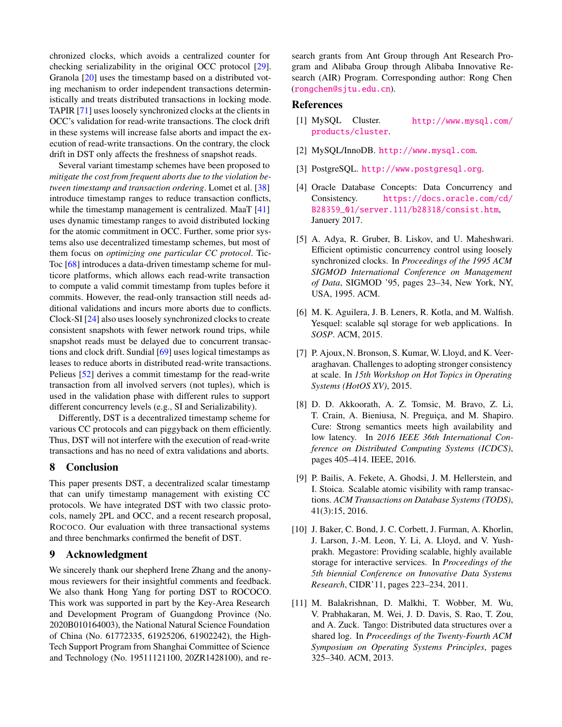chronized clocks, which avoids a centralized counter for checking serializability in the original OCC protocol [29]. Granola [20] uses the timestamp based on a distributed voting mechanism to order independent transactions deterministically and treats distributed transactions in locking mode. TAPIR [71] uses loosely synchronized clocks at the clients in OCC's validation for read-write transactions. The clock drift in these systems will increase false aborts and impact the execution of read-write transactions. On the contrary, the clock drift in DST only affects the freshness of snapshot reads.

Several variant timestamp schemes have been proposed to *mitigate the cost from frequent aborts due to the violation between timestamp and transaction ordering*. Lomet et al. [38] introduce timestamp ranges to reduce transaction conflicts, while the timestamp management is centralized. MaaT [41] uses dynamic timestamp ranges to avoid distributed locking for the atomic commitment in OCC. Further, some prior systems also use decentralized timestamp schemes, but most of them focus on *optimizing one particular CC protocol*. TicToc [68] introduces a data-driven timestamp scheme for multicore platforms, which allows each read-write transaction to compute a valid commit timestamp from tuples before it commits. However, the read-only transaction still needs additional validations and incurs more aborts due to conflicts. Clock-SI [24] also uses loosely synchronized clocks to create consistent snapshots with fewer network round trips, while snapshot reads must be delayed due to concurrent transactions and clock drift. Sundial [69] uses logical timestamps as leases to reduce aborts in distributed read-write transactions. Pelieus [52] derives a commit timestamp for the read-write transaction from all involved servers (not tuples), which is used in the validation phase with different rules to support different concurrency levels (e.g., SI and Serializability).

Differently, DST is a decentralized timestamp scheme for various CC protocols and can piggyback on them efficiently. Thus, DST will not interfere with the execution of read-write transactions and has no need of extra validations and aborts.

## 8 Conclusion

This paper presents DST, a decentralized scalar timestamp that can unify timestamp management with existing CC protocols. We have integrated DST with two classic protocols, namely 2PL and OCC, and a recent research proposal, ROCOCO. Our evaluation with three transactional systems and three benchmarks confirmed the benefit of DST.

## 9 Acknowledgment

We sincerely thank our shepherd Irene Zhang and the anonymous reviewers for their insightful comments and feedback. We also thank Hong Yang for porting DST to ROCOCO. This work was supported in part by the Key-Area Research and Development Program of Guangdong Province (No. 2020B010164003), the National Natural Science Foundation of China (No. 61772335, 61925206, 61902242), the High-Tech Support Program from Shanghai Committee of Science and Technology (No. 19511121100, 20ZR1428100), and research grants from Ant Group through Ant Research Program and Alibaba Group through Alibaba Innovative Research (AIR) Program. Corresponding author: Rong Chen (rongchen@sjtu.edu.cn).

## References

[1] MySQL Cluster. http://www.mysql.com/products/cluster.

[2] MySQL/InnoDB. http://www.mysql.com.

[3] PostgreSQL. http://www.postgresql.org.

[4] Oracle Database Concepts: Data Concurrency and Consistency. https://docs.oracle.com/cd/B28359_01/server.111/b28318/consist.htm, Janeury 2017.

[5] A. Adya, R. Gruber, B. Liskov, and U. Maheshwari. Efficient optimistic concurrency control using loosely synchronized clocks. In *Proceedings of the 1995 ACM SIGMOD International Conference on Management of Data*, SIGMOD '95, pages 23–34, New York, NY, USA, 1995. ACM.

[6] M. K. Aguilera, J. B. Leners, R. Kotla, and M. Walfish. Yesquel: scalable sql storage for web applications. In *SOSP*. ACM, 2015.

[7] P. Ajoux, N. Bronson, S. Kumar, W. Lloyd, and K. Veeraraghavan. Challenges to adopting stronger consistency at scale. In *15th Workshop on Hot Topics in Operating Systems (HotOS XV)*, 2015.

[8] D. D. Akkoorath, A. Z. Tomsic, M. Bravo, Z. Li, T. Crain, A. Bieniusa, N. Preguiça, and M. Shapiro. Cure: Strong semantics meets high availability and low latency. In *2016 IEEE 36th International Conference on Distributed Computing Systems (ICDCS)*, pages 405–414. IEEE, 2016.

[9] P. Bailis, A. Fekete, A. Ghodsi, J. M. Hellerstein, and I. Stoica. Scalable atomic visibility with ramp transactions. *ACM Transactions on Database Systems (TODS)*, 41(3):15, 2016.

[10] J. Baker, C. Bond, J. C. Corbett, J. Furman, A. Khorlin, J. Larson, J.-M. Leon, Y. Li, A. Lloyd, and V. Yushprakh. Megastore: Providing scalable, highly available storage for interactive services. In *Proceedings of the 5th biennial Conference on Innovative Data Systems Research*, CIDR'11, pages 223–234, 2011.

[11] M. Balakrishnan, D. Malkhi, T. Wobber, M. Wu, V. Prabhakaran, M. Wei, J. D. Davis, S. Rao, T. Zou, and A. Zuck. Tango: Distributed data structures over a shared log. In *Proceedings of the Twenty-Fourth ACM Symposium on Operating Systems Principles*, pages 325–340. ACM, 2013.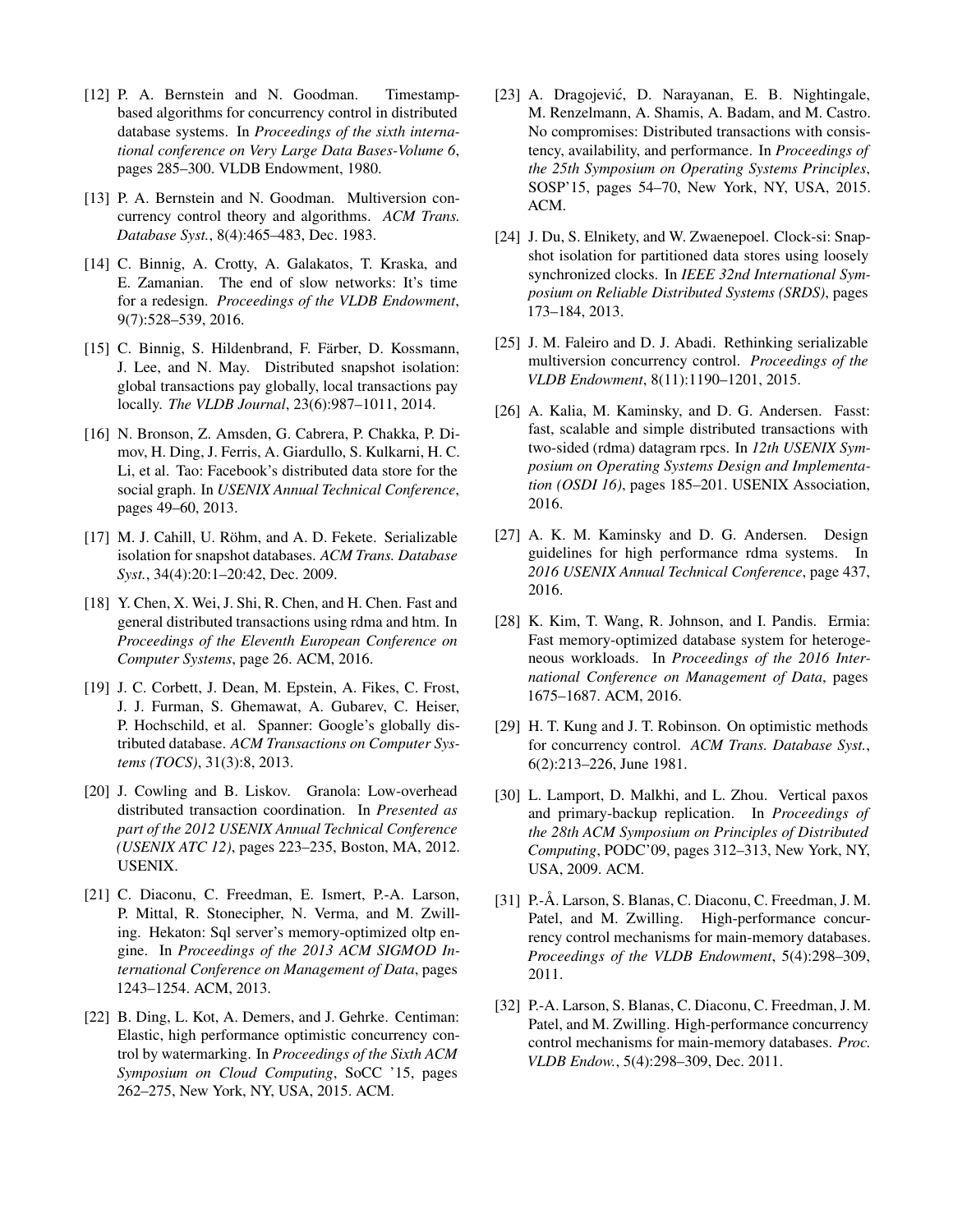[12] P. A. Bernstein and N. Goodman. Timestamp-based algorithms for concurrency control in distributed database systems. In *Proceedings of the sixth international conference on Very Large Data Bases-Volume 6*, pages 285–300. VLDB Endowment, 1980.

[13] P. A. Bernstein and N. Goodman. Multiversion concurrency control theory and algorithms. *ACM Trans. Database Syst.*, 8(4):465–483, Dec. 1983.

[14] C. Binnig, A. Crotty, A. Galakatos, T. Kraska, and E. Zamanian. The end of slow networks: It's time for a redesign. *Proceedings of the VLDB Endowment*, 9(7):528–539, 2016.

[15] C. Binnig, S. Hildenbrand, F. Färber, D. Kossmann, J. Lee, and N. May. Distributed snapshot isolation: global transactions pay globally, local transactions pay locally. *The VLDB Journal*, 23(6):987–1011, 2014.

[16] N. Bronson, Z. Amsden, G. Cabrera, P. Chakka, P. Dimov, H. Ding, J. Ferris, A. Giardullo, S. Kulkarni, H. C. Li, et al. Tao: Facebook's distributed data store for the social graph. In *USENIX Annual Technical Conference*, pages 49–60, 2013.

[17] M. J. Cahill, U. Röhm, and A. D. Fekete. Serializable isolation for snapshot databases. *ACM Trans. Database Syst.*, 34(4):20:1–20:42, Dec. 2009.

[18] Y. Chen, X. Wei, J. Shi, R. Chen, and H. Chen. Fast and general distributed transactions using rdma and htm. In *Proceedings of the Eleventh European Conference on Computer Systems*, page 26. ACM, 2016.

[19] J. C. Corbett, J. Dean, M. Epstein, A. Fikes, C. Frost, J. J. Furman, S. Ghemawat, A. Gubarev, C. Heiser, P. Hochschild, et al. Spanner: Google's globally distributed database. *ACM Transactions on Computer Systems (TOCS)*, 31(3):8, 2013.

[20] J. Cowling and B. Liskov. Granola: Low-overhead distributed transaction coordination. In *Presented as part of the 2012 USENIX Annual Technical Conference (USENIX ATC 12)*, pages 223–235, Boston, MA, 2012. USENIX.

[21] C. Diaconu, C. Freedman, E. Ismert, P.-A. Larson, P. Mittal, R. Stonecipher, N. Verma, and M. Zwilling. Hekaton: Sql server's memory-optimized oltp engine. In *Proceedings of the 2013 ACM SIGMOD International Conference on Management of Data*, pages 1243–1254. ACM, 2013.

[22] B. Ding, L. Kot, A. Demers, and J. Gehrke. Centiman: Elastic, high performance optimistic concurrency control by watermarking. In *Proceedings of the Sixth ACM Symposium on Cloud Computing*, SoCC '15, pages 262–275, New York, NY, USA, 2015. ACM.

[23] A. Dragojević, D. Narayanan, E. B. Nightingale, M. Renzelmann, A. Shamis, A. Badam, and M. Castro. No compromises: Distributed transactions with consistency, availability, and performance. In *Proceedings of the 25th Symposium on Operating Systems Principles*, SOSP'15, pages 54–70, New York, NY, USA, 2015. ACM.

[24] J. Du, S. Elnikety, and W. Zwaenepoel. Clock-si: Snapshot isolation for partitioned data stores using loosely synchronized clocks. In *IEEE 32nd International Symposium on Reliable Distributed Systems (SRDS)*, pages 173–184, 2013.

[25] J. M. Faleiro and D. J. Abadi. Rethinking serializable multiversion concurrency control. *Proceedings of the VLDB Endowment*, 8(11):1190–1201, 2015.

[26] A. Kalia, M. Kaminsky, and D. G. Andersen. Fasst: fast, scalable and simple distributed transactions with two-sided (rdma) datagram rpcs. In *12th USENIX Symposium on Operating Systems Design and Implementation (OSDI 16)*, pages 185–201. USENIX Association, 2016.

[27] A. K. M. Kaminsky and D. G. Andersen. Design guidelines for high performance rdma systems. In *2016 USENIX Annual Technical Conference*, page 437, 2016.

[28] K. Kim, T. Wang, R. Johnson, and I. Pandis. Ermia: Fast memory-optimized database system for heterogeneous workloads. In *Proceedings of the 2016 International Conference on Management of Data*, pages 1675–1687. ACM, 2016.

[29] H. T. Kung and J. T. Robinson. On optimistic methods for concurrency control. *ACM Trans. Database Syst.*, 6(2):213–226, June 1981.

[30] L. Lamport, D. Malkhi, and L. Zhou. Vertical paxos and primary-backup replication. In *Proceedings of the 28th ACM Symposium on Principles of Distributed Computing*, PODC'09, pages 312–313, New York, NY, USA, 2009. ACM.

[31] P.-Å. Larson, S. Blanas, C. Diaconu, C. Freedman, J. M. Patel, and M. Zwilling. High-performance concurrency control mechanisms for main-memory databases. *Proceedings of the VLDB Endowment*, 5(4):298–309, 2011.

[32] P.-A. Larson, S. Blanas, C. Diaconu, C. Freedman, J. M. Patel, and M. Zwilling. High-performance concurrency control mechanisms for main-memory databases. *Proc. VLDB Endow.*, 5(4):298–309, Dec. 2011.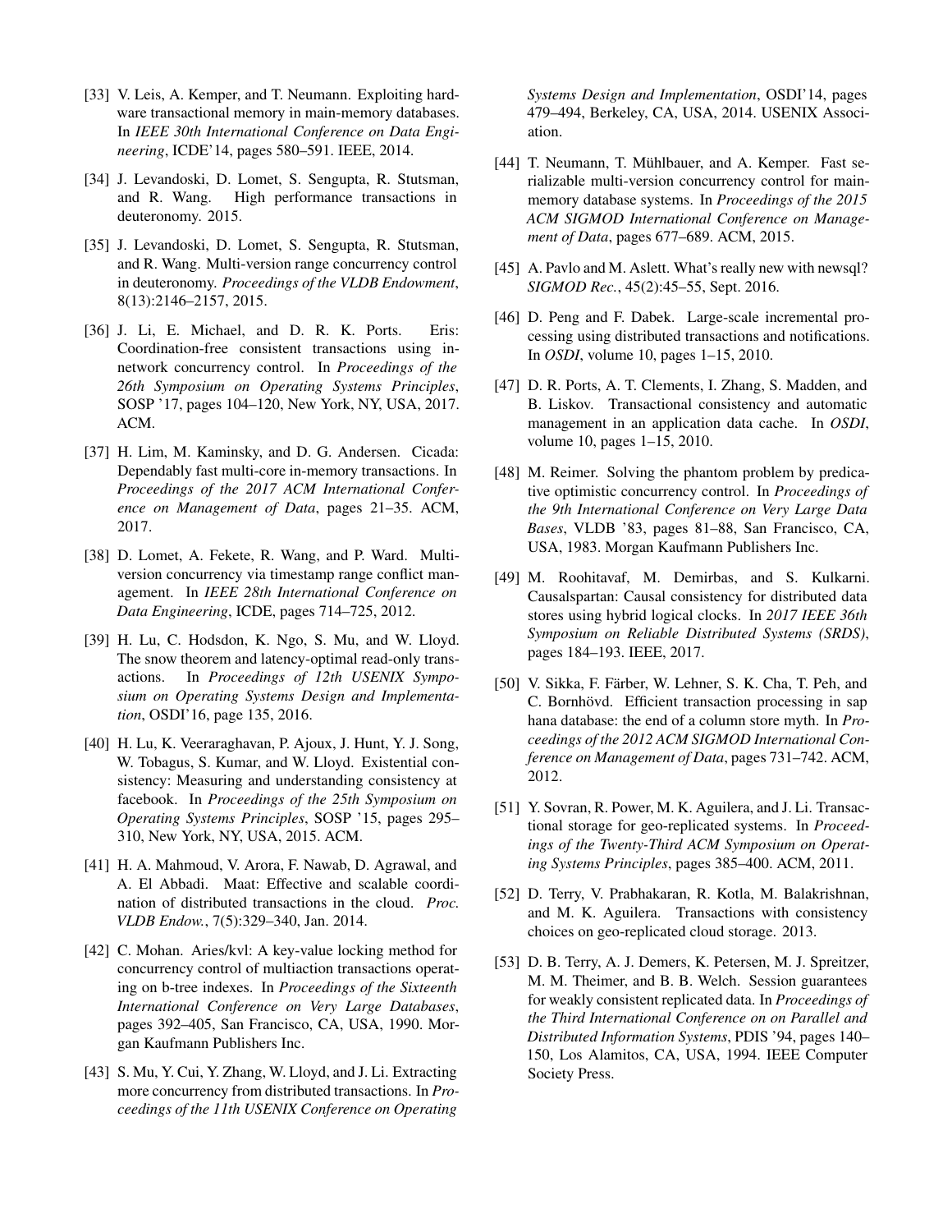[33] V. Leis, A. Kemper, and T. Neumann. Exploiting hardware transactional memory in main-memory databases. In *IEEE 30th International Conference on Data Engineering*, ICDE'14, pages 580–591. IEEE, 2014.

[34] J. Levandoski, D. Lomet, S. Sengupta, R. Stutsman, and R. Wang. High performance transactions in deuteronomy. 2015.

[35] J. Levandoski, D. Lomet, S. Sengupta, R. Stutsman, and R. Wang. Multi-version range concurrency control in deuteronomy. *Proceedings of the VLDB Endowment*, 8(13):2146–2157, 2015.

[36] J. Li, E. Michael, and D. R. K. Ports. Eris: Coordination-free consistent transactions using in-network concurrency control. In *Proceedings of the 26th Symposium on Operating Systems Principles*, SOSP '17, pages 104–120, New York, NY, USA, 2017. ACM.

[37] H. Lim, M. Kaminsky, and D. G. Andersen. Cicada: Dependably fast multi-core in-memory transactions. In *Proceedings of the 2017 ACM International Conference on Management of Data*, pages 21–35. ACM, 2017.

[38] D. Lomet, A. Fekete, R. Wang, and P. Ward. Multi-version concurrency via timestamp range conflict management. In *IEEE 28th International Conference on Data Engineering*, ICDE, pages 714–725, 2012.

[39] H. Lu, C. Hodsdon, K. Ngo, S. Mu, and W. Lloyd. The snow theorem and latency-optimal read-only transactions. In *Proceedings of 12th USENIX Symposium on Operating Systems Design and Implementation*, OSDI'16, page 135, 2016.

[40] H. Lu, K. Veeraraghavan, P. Ajoux, J. Hunt, Y. J. Song, W. Tobagus, S. Kumar, and W. Lloyd. Existential consistency: Measuring and understanding consistency at facebook. In *Proceedings of the 25th Symposium on Operating Systems Principles*, SOSP '15, pages 295–310, New York, NY, USA, 2015. ACM.

[41] H. A. Mahmoud, V. Arora, F. Nawab, D. Agrawal, and A. El Abbadi. Maat: Effective and scalable coordination of distributed transactions in the cloud. *Proc. VLDB Endow.*, 7(5):329–340, Jan. 2014.

[42] C. Mohan. Aries/kvl: A key-value locking method for concurrency control of multiaction transactions operating on b-tree indexes. In *Proceedings of the Sixteenth International Conference on Very Large Databases*, pages 392–405, San Francisco, CA, USA, 1990. Morgan Kaufmann Publishers Inc.

[43] S. Mu, Y. Cui, Y. Zhang, W. Lloyd, and J. Li. Extracting more concurrency from distributed transactions. In *Proceedings of the 11th USENIX Conference on Operating Systems Design and Implementation*, OSDI'14, pages 479–494, Berkeley, CA, USA, 2014. USENIX Association.

[44] T. Neumann, T. Mühlbauer, and A. Kemper. Fast serializable multi-version concurrency control for main-memory database systems. In *Proceedings of the 2015 ACM SIGMOD International Conference on Management of Data*, pages 677–689. ACM, 2015.

[45] A. Pavlo and M. Aslett. What's really new with newsql? *SIGMOD Rec.*, 45(2):45–55, Sept. 2016.

[46] D. Peng and F. Dabek. Large-scale incremental processing using distributed transactions and notifications. In *OSDI*, volume 10, pages 1–15, 2010.

[47] D. R. Ports, A. T. Clements, I. Zhang, S. Madden, and B. Liskov. Transactional consistency and automatic management in an application data cache. In *OSDI*, volume 10, pages 1–15, 2010.

[48] M. Reimer. Solving the phantom problem by predicative optimistic concurrency control. In *Proceedings of the 9th International Conference on Very Large Data Bases*, VLDB '83, pages 81–88, San Francisco, CA, USA, 1983. Morgan Kaufmann Publishers Inc.

[49] M. Roohitavaf, M. Demirbas, and S. Kulkarni. Causalspartan: Causal consistency for distributed data stores using hybrid logical clocks. In *2017 IEEE 36th Symposium on Reliable Distributed Systems (SRDS)*, pages 184–193. IEEE, 2017.

[50] V. Sikka, F. Färber, W. Lehner, S. K. Cha, T. Peh, and C. Bornhövd. Efficient transaction processing in sap hana database: the end of a column store myth. In *Proceedings of the 2012 ACM SIGMOD International Conference on Management of Data*, pages 731–742. ACM, 2012.

[51] Y. Sovran, R. Power, M. K. Aguilera, and J. Li. Transactional storage for geo-replicated systems. In *Proceedings of the Twenty-Third ACM Symposium on Operating Systems Principles*, pages 385–400. ACM, 2011.

[52] D. Terry, V. Prabhakaran, R. Kotla, M. Balakrishnan, and M. K. Aguilera. Transactions with consistency choices on geo-replicated cloud storage. 2013.

[53] D. B. Terry, A. J. Demers, K. Petersen, M. J. Spreitzer, M. M. Theimer, and B. B. Welch. Session guarantees for weakly consistent replicated data. In *Proceedings of the Third International Conference on on Parallel and Distributed Information Systems*, PDIS '94, pages 140–150, Los Alamitos, CA, USA, 1994. IEEE Computer Society Press.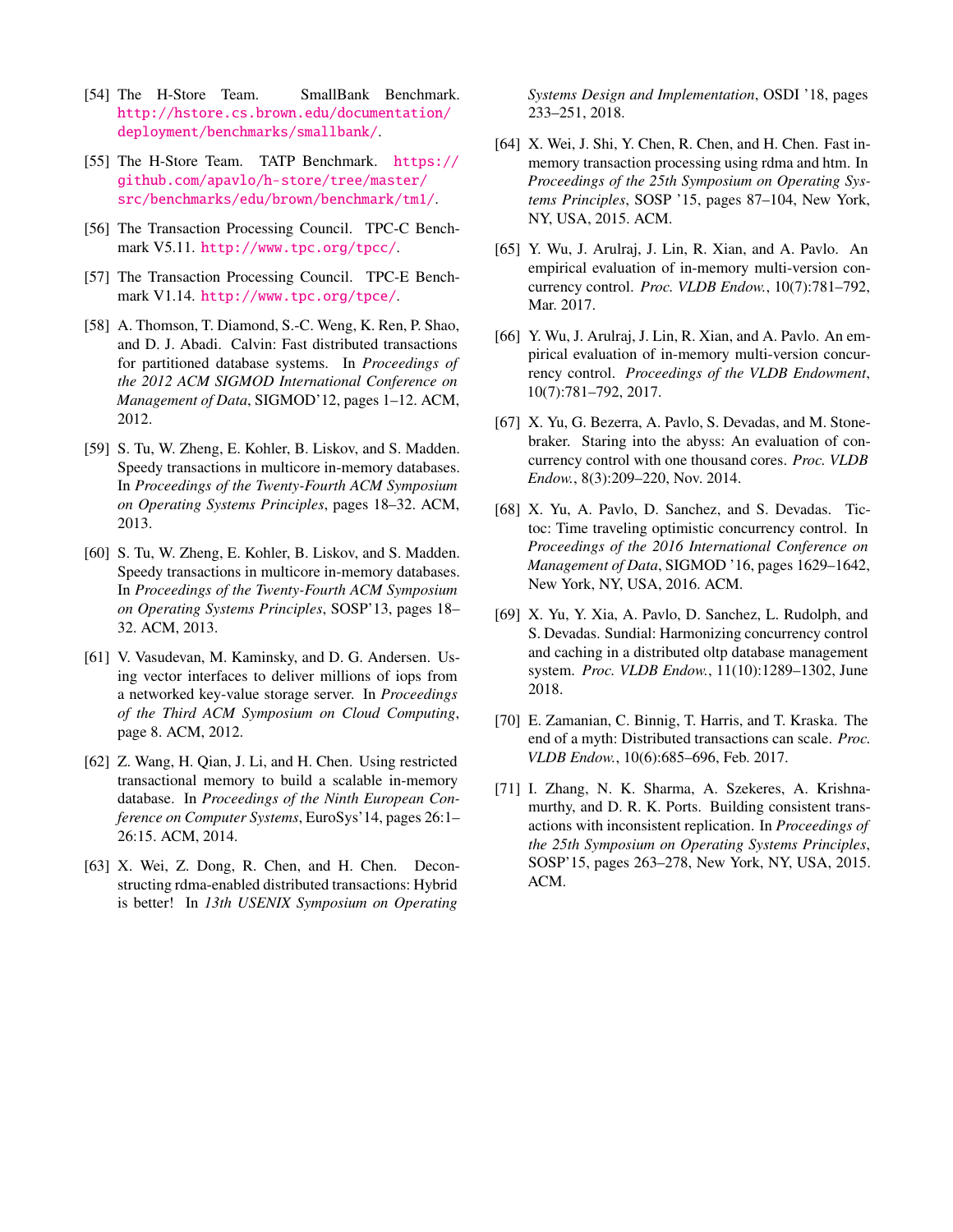[54] The H-Store Team. SmallBank Benchmark. http://hstore.cs.brown.edu/documentation/deployment/benchmarks/smallbank/.

[55] The H-Store Team. TATP Benchmark. https://github.com/apavlo/h-store/tree/master/src/benchmarks/edu/brown/benchmark/tm1/.

[56] The Transaction Processing Council. TPC-C Benchmark V5.11. http://www.tpc.org/tpcc/.

[57] The Transaction Processing Council. TPC-E Benchmark V1.14. http://www.tpc.org/tpce/.

[58] A. Thomson, T. Diamond, S.-C. Weng, K. Ren, P. Shao, and D. J. Abadi. Calvin: Fast distributed transactions for partitioned database systems. In *Proceedings of the 2012 ACM SIGMOD International Conference on Management of Data*, SIGMOD'12, pages 1–12. ACM, 2012.

[59] S. Tu, W. Zheng, E. Kohler, B. Liskov, and S. Madden. Speedy transactions in multicore in-memory databases. In *Proceedings of the Twenty-Fourth ACM Symposium on Operating Systems Principles*, pages 18–32. ACM, 2013.

[60] S. Tu, W. Zheng, E. Kohler, B. Liskov, and S. Madden. Speedy transactions in multicore in-memory databases. In *Proceedings of the Twenty-Fourth ACM Symposium on Operating Systems Principles*, SOSP'13, pages 18–32. ACM, 2013.

[61] V. Vasudevan, M. Kaminsky, and D. G. Andersen. Using vector interfaces to deliver millions of iops from a networked key-value storage server. In *Proceedings of the Third ACM Symposium on Cloud Computing*, page 8. ACM, 2012.

[62] Z. Wang, H. Qian, J. Li, and H. Chen. Using restricted transactional memory to build a scalable in-memory database. In *Proceedings of the Ninth European Conference on Computer Systems*, EuroSys'14, pages 26:1–26:15. ACM, 2014.

[63] X. Wei, Z. Dong, R. Chen, and H. Chen. Deconstructing rdma-enabled distributed transactions: Hybrid is better! In *13th USENIX Symposium on Operating Systems Design and Implementation*, OSDI '18, pages 233–251, 2018.

[64] X. Wei, J. Shi, Y. Chen, R. Chen, and H. Chen. Fast in-memory transaction processing using rdma and htm. In *Proceedings of the 25th Symposium on Operating Systems Principles*, SOSP '15, pages 87–104, New York, NY, USA, 2015. ACM.

[65] Y. Wu, J. Arulraj, J. Lin, R. Xian, and A. Pavlo. An empirical evaluation of in-memory multi-version concurrency control. *Proc. VLDB Endow.*, 10(7):781–792, Mar. 2017.

[66] Y. Wu, J. Arulraj, J. Lin, R. Xian, and A. Pavlo. An empirical evaluation of in-memory multi-version concurrency control. *Proceedings of the VLDB Endowment*, 10(7):781–792, 2017.

[67] X. Yu, G. Bezerra, A. Pavlo, S. Devadas, and M. Stonebraker. Staring into the abyss: An evaluation of concurrency control with one thousand cores. *Proc. VLDB Endow.*, 8(3):209–220, Nov. 2014.

[68] X. Yu, A. Pavlo, D. Sanchez, and S. Devadas. Tictoc: Time traveling optimistic concurrency control. In *Proceedings of the 2016 International Conference on Management of Data*, SIGMOD '16, pages 1629–1642, New York, NY, USA, 2016. ACM.

[69] X. Yu, Y. Xia, A. Pavlo, D. Sanchez, L. Rudolph, and S. Devadas. Sundial: Harmonizing concurrency control and caching in a distributed oltp database management system. *Proc. VLDB Endow.*, 11(10):1289–1302, June 2018.

[70] E. Zamanian, C. Binnig, T. Harris, and T. Kraska. The end of a myth: Distributed transactions can scale. *Proc. VLDB Endow.*, 10(6):685–696, Feb. 2017.

[71] I. Zhang, N. K. Sharma, A. Szekeres, A. Krishnamurthy, and D. R. K. Ports. Building consistent transactions with inconsistent replication. In *Proceedings of the 25th Symposium on Operating Systems Principles*, SOSP'15, pages 263–278, New York, NY, USA, 2015. ACM.